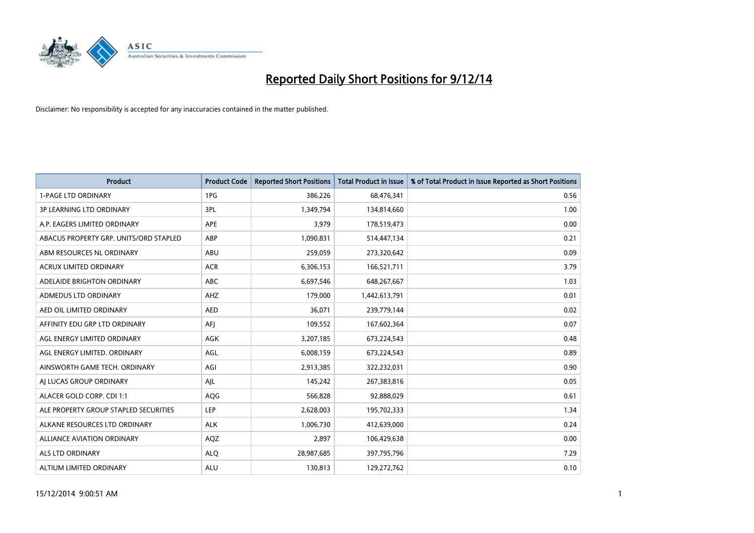# Reported Daily Short Positions for 9/12/14

Disclaimer: No responsibility is accepted for any inaccuracies contained in the matter published.

| Product | Product Code | Reported Short Positions | Total Product in Issue | % of Total Product in Issue Reported as Short Positions |
|---|---|---|---|---|
| 1-PAGE LTD ORDINARY | 1PG | 386,226 | 68,476,341 | 0.56 |
| 3P LEARNING LTD ORDINARY | 3PL | 1,349,794 | 134,814,660 | 1.00 |
| A.P. EAGERS LIMITED ORDINARY | APE | 3,979 | 178,519,473 | 0.00 |
| ABACUS PROPERTY GRP. UNITS/ORD STAPLED | ABP | 1,090,831 | 514,447,134 | 0.21 |
| ABM RESOURCES NL ORDINARY | ABU | 259,059 | 273,320,642 | 0.09 |
| ACRUX LIMITED ORDINARY | ACR | 6,306,153 | 166,521,711 | 3.79 |
| ADELAIDE BRIGHTON ORDINARY | ABC | 6,697,546 | 648,267,667 | 1.03 |
| ADMEDUS LTD ORDINARY | AHZ | 179,000 | 1,442,613,791 | 0.01 |
| AED OIL LIMITED ORDINARY | AED | 36,071 | 239,779,144 | 0.02 |
| AFFINITY EDU GRP LTD ORDINARY | AFJ | 109,552 | 167,602,364 | 0.07 |
| AGL ENERGY LIMITED ORDINARY | AGK | 3,207,185 | 673,224,543 | 0.48 |
| AGL ENERGY LIMITED. ORDINARY | AGL | 6,008,159 | 673,224,543 | 0.89 |
| AINSWORTH GAME TECH. ORDINARY | AGI | 2,913,385 | 322,232,031 | 0.90 |
| AJ LUCAS GROUP ORDINARY | AJL | 145,242 | 267,383,816 | 0.05 |
| ALACER GOLD CORP. CDI 1:1 | AQG | 566,828 | 92,888,029 | 0.61 |
| ALE PROPERTY GROUP STAPLED SECURITIES | LEP | 2,628,003 | 195,702,333 | 1.34 |
| ALKANE RESOURCES LTD ORDINARY | ALK | 1,006,730 | 412,639,000 | 0.24 |
| ALLIANCE AVIATION ORDINARY | AQZ | 2,897 | 106,429,638 | 0.00 |
| ALS LTD ORDINARY | ALQ | 28,987,685 | 397,795,796 | 7.29 |
| ALTIUM LIMITED ORDINARY | ALU | 130,813 | 129,272,762 | 0.10 |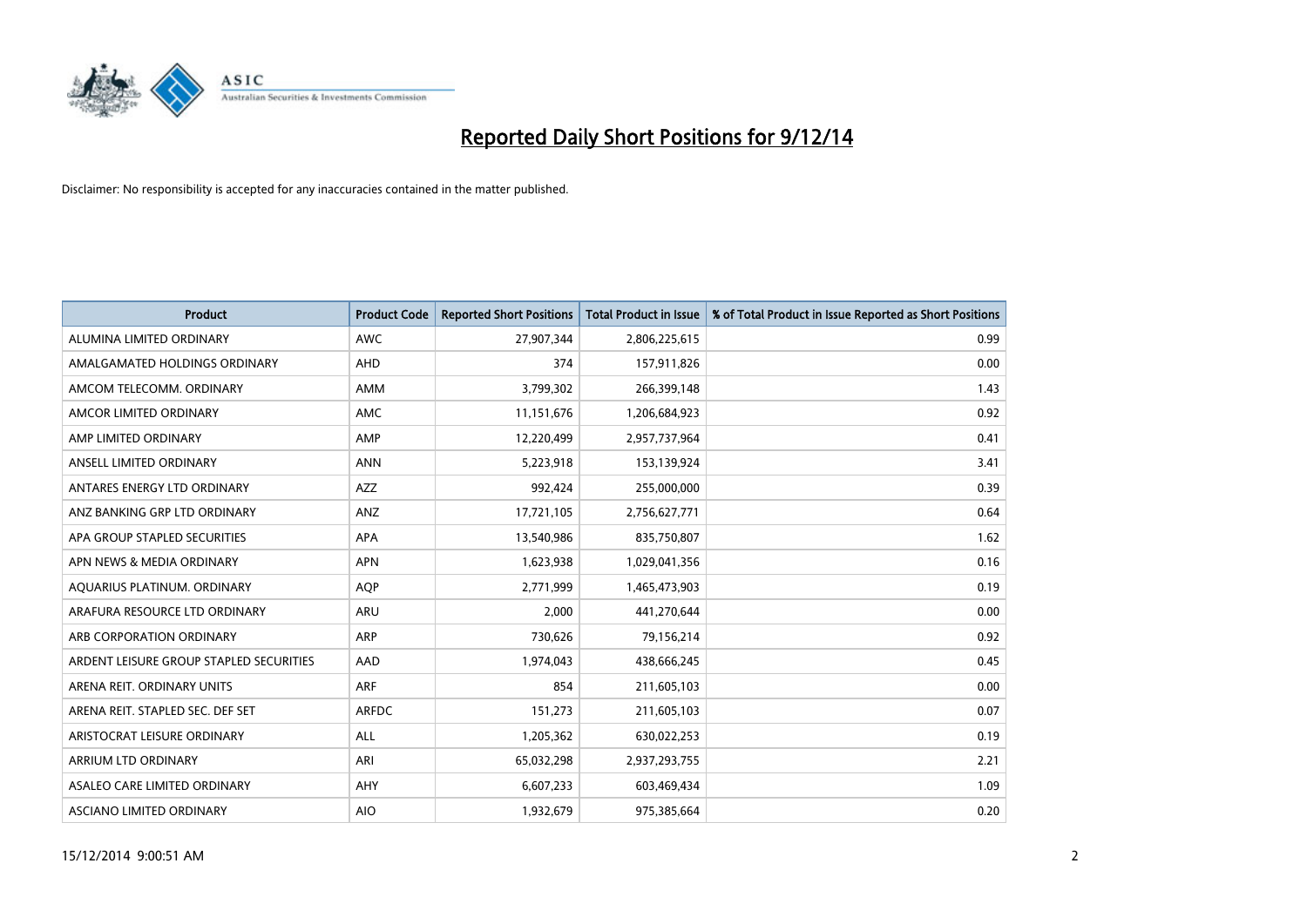# Reported Daily Short Positions for 9/12/14

Disclaimer: No responsibility is accepted for any inaccuracies contained in the matter published.

| Product | Product Code | Reported Short Positions | Total Product in Issue | % of Total Product in Issue Reported as Short Positions |
|---|---|---|---|---|
| ALUMINA LIMITED ORDINARY | AWC | 27,907,344 | 2,806,225,615 | 0.99 |
| AMALGAMATED HOLDINGS ORDINARY | AHD | 374 | 157,911,826 | 0.00 |
| AMCOM TELECOMM. ORDINARY | AMM | 3,799,302 | 266,399,148 | 1.43 |
| AMCOR LIMITED ORDINARY | AMC | 11,151,676 | 1,206,684,923 | 0.92 |
| AMP LIMITED ORDINARY | AMP | 12,220,499 | 2,957,737,964 | 0.41 |
| ANSELL LIMITED ORDINARY | ANN | 5,223,918 | 153,139,924 | 3.41 |
| ANTARES ENERGY LTD ORDINARY | AZZ | 992,424 | 255,000,000 | 0.39 |
| ANZ BANKING GRP LTD ORDINARY | ANZ | 17,721,105 | 2,756,627,771 | 0.64 |
| APA GROUP STAPLED SECURITIES | APA | 13,540,986 | 835,750,807 | 1.62 |
| APN NEWS & MEDIA ORDINARY | APN | 1,623,938 | 1,029,041,356 | 0.16 |
| AQUARIUS PLATINUM. ORDINARY | AQP | 2,771,999 | 1,465,473,903 | 0.19 |
| ARAFURA RESOURCE LTD ORDINARY | ARU | 2,000 | 441,270,644 | 0.00 |
| ARB CORPORATION ORDINARY | ARP | 730,626 | 79,156,214 | 0.92 |
| ARDENT LEISURE GROUP STAPLED SECURITIES | AAD | 1,974,043 | 438,666,245 | 0.45 |
| ARENA REIT. ORDINARY UNITS | ARF | 854 | 211,605,103 | 0.00 |
| ARENA REIT. STAPLED SEC. DEF SET | ARFDC | 151,273 | 211,605,103 | 0.07 |
| ARISTOCRAT LEISURE ORDINARY | ALL | 1,205,362 | 630,022,253 | 0.19 |
| ARRIUM LTD ORDINARY | ARI | 65,032,298 | 2,937,293,755 | 2.21 |
| ASALEO CARE LIMITED ORDINARY | AHY | 6,607,233 | 603,469,434 | 1.09 |
| ASCIANO LIMITED ORDINARY | AIO | 1,932,679 | 975,385,664 | 0.20 |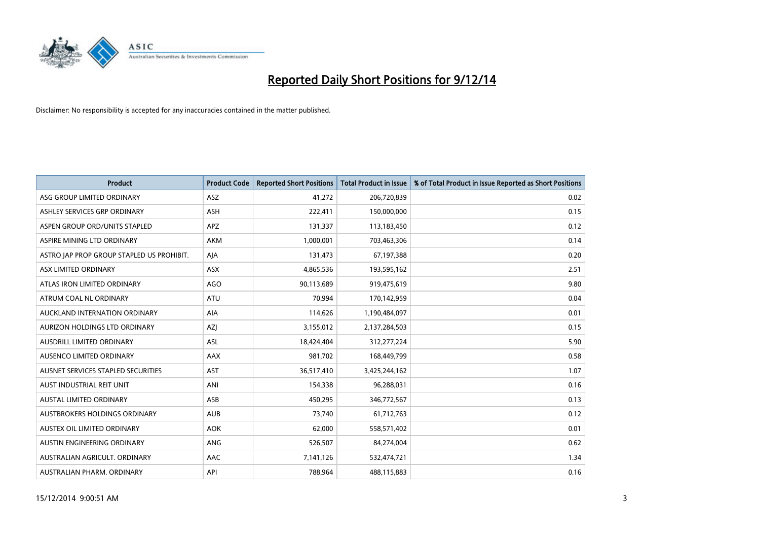# Reported Daily Short Positions for 9/12/14

Disclaimer: No responsibility is accepted for any inaccuracies contained in the matter published.

| Product | Product Code | Reported Short Positions | Total Product in Issue | % of Total Product in Issue Reported as Short Positions |
| --- | --- | --- | --- | --- |
| ASG GROUP LIMITED ORDINARY | ASZ | 41,272 | 206,720,839 | 0.02 |
| ASHLEY SERVICES GRP ORDINARY | ASH | 222,411 | 150,000,000 | 0.15 |
| ASPEN GROUP ORD/UNITS STAPLED | APZ | 131,337 | 113,183,450 | 0.12 |
| ASPIRE MINING LTD ORDINARY | AKM | 1,000,001 | 703,463,306 | 0.14 |
| ASTRO JAP PROP GROUP STAPLED US PROHIBIT. | AJA | 131,473 | 67,197,388 | 0.20 |
| ASX LIMITED ORDINARY | ASX | 4,865,536 | 193,595,162 | 2.51 |
| ATLAS IRON LIMITED ORDINARY | AGO | 90,113,689 | 919,475,619 | 9.80 |
| ATRUM COAL NL ORDINARY | ATU | 70,994 | 170,142,959 | 0.04 |
| AUCKLAND INTERNATION ORDINARY | AIA | 114,626 | 1,190,484,097 | 0.01 |
| AURIZON HOLDINGS LTD ORDINARY | AZJ | 3,155,012 | 2,137,284,503 | 0.15 |
| AUSDRILL LIMITED ORDINARY | ASL | 18,424,404 | 312,277,224 | 5.90 |
| AUSENCO LIMITED ORDINARY | AAX | 981,702 | 168,449,799 | 0.58 |
| AUSNET SERVICES STAPLED SECURITIES | AST | 36,517,410 | 3,425,244,162 | 1.07 |
| AUST INDUSTRIAL REIT UNIT | ANI | 154,338 | 96,288,031 | 0.16 |
| AUSTAL LIMITED ORDINARY | ASB | 450,295 | 346,772,567 | 0.13 |
| AUSTBROKERS HOLDINGS ORDINARY | AUB | 73,740 | 61,712,763 | 0.12 |
| AUSTEX OIL LIMITED ORDINARY | AOK | 62,000 | 558,571,402 | 0.01 |
| AUSTIN ENGINEERING ORDINARY | ANG | 526,507 | 84,274,004 | 0.62 |
| AUSTRALIAN AGRICULT. ORDINARY | AAC | 7,141,126 | 532,474,721 | 1.34 |
| AUSTRALIAN PHARM. ORDINARY | API | 788,964 | 488,115,883 | 0.16 |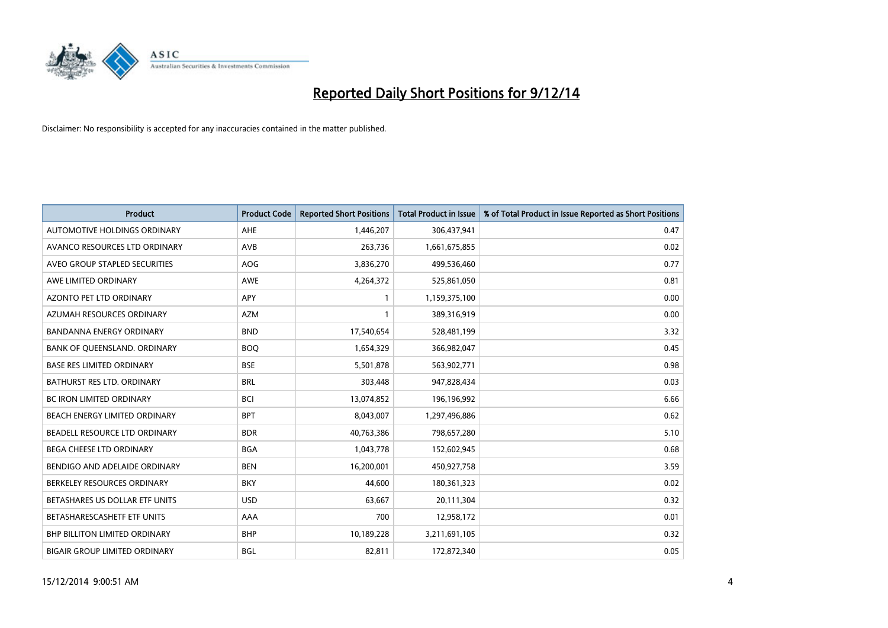# Reported Daily Short Positions for 9/12/14

Disclaimer: No responsibility is accepted for any inaccuracies contained in the matter published.

| Product | Product Code | Reported Short Positions | Total Product in Issue | % of Total Product in Issue Reported as Short Positions |
|---|---|---|---|---|
| AUTOMOTIVE HOLDINGS ORDINARY | AHE | 1,446,207 | 306,437,941 | 0.47 |
| AVANCO RESOURCES LTD ORDINARY | AVB | 263,736 | 1,661,675,855 | 0.02 |
| AVEO GROUP STAPLED SECURITIES | AOG | 3,836,270 | 499,536,460 | 0.77 |
| AWE LIMITED ORDINARY | AWE | 4,264,372 | 525,861,050 | 0.81 |
| AZONTO PET LTD ORDINARY | APY | 1 | 1,159,375,100 | 0.00 |
| AZUMAH RESOURCES ORDINARY | AZM | 1 | 389,316,919 | 0.00 |
| BANDANNA ENERGY ORDINARY | BND | 17,540,654 | 528,481,199 | 3.32 |
| BANK OF QUEENSLAND. ORDINARY | BOQ | 1,654,329 | 366,982,047 | 0.45 |
| BASE RES LIMITED ORDINARY | BSE | 5,501,878 | 563,902,771 | 0.98 |
| BATHURST RES LTD. ORDINARY | BRL | 303,448 | 947,828,434 | 0.03 |
| BC IRON LIMITED ORDINARY | BCI | 13,074,852 | 196,196,992 | 6.66 |
| BEACH ENERGY LIMITED ORDINARY | BPT | 8,043,007 | 1,297,496,886 | 0.62 |
| BEADELL RESOURCE LTD ORDINARY | BDR | 40,763,386 | 798,657,280 | 5.10 |
| BEGA CHEESE LTD ORDINARY | BGA | 1,043,778 | 152,602,945 | 0.68 |
| BENDIGO AND ADELAIDE ORDINARY | BEN | 16,200,001 | 450,927,758 | 3.59 |
| BERKELEY RESOURCES ORDINARY | BKY | 44,600 | 180,361,323 | 0.02 |
| BETASHARES US DOLLAR ETF UNITS | USD | 63,667 | 20,111,304 | 0.32 |
| BETASHARESCASHETF ETF UNITS | AAA | 700 | 12,958,172 | 0.01 |
| BHP BILLITON LIMITED ORDINARY | BHP | 10,189,228 | 3,211,691,105 | 0.32 |
| BIGAIR GROUP LIMITED ORDINARY | BGL | 82,811 | 172,872,340 | 0.05 |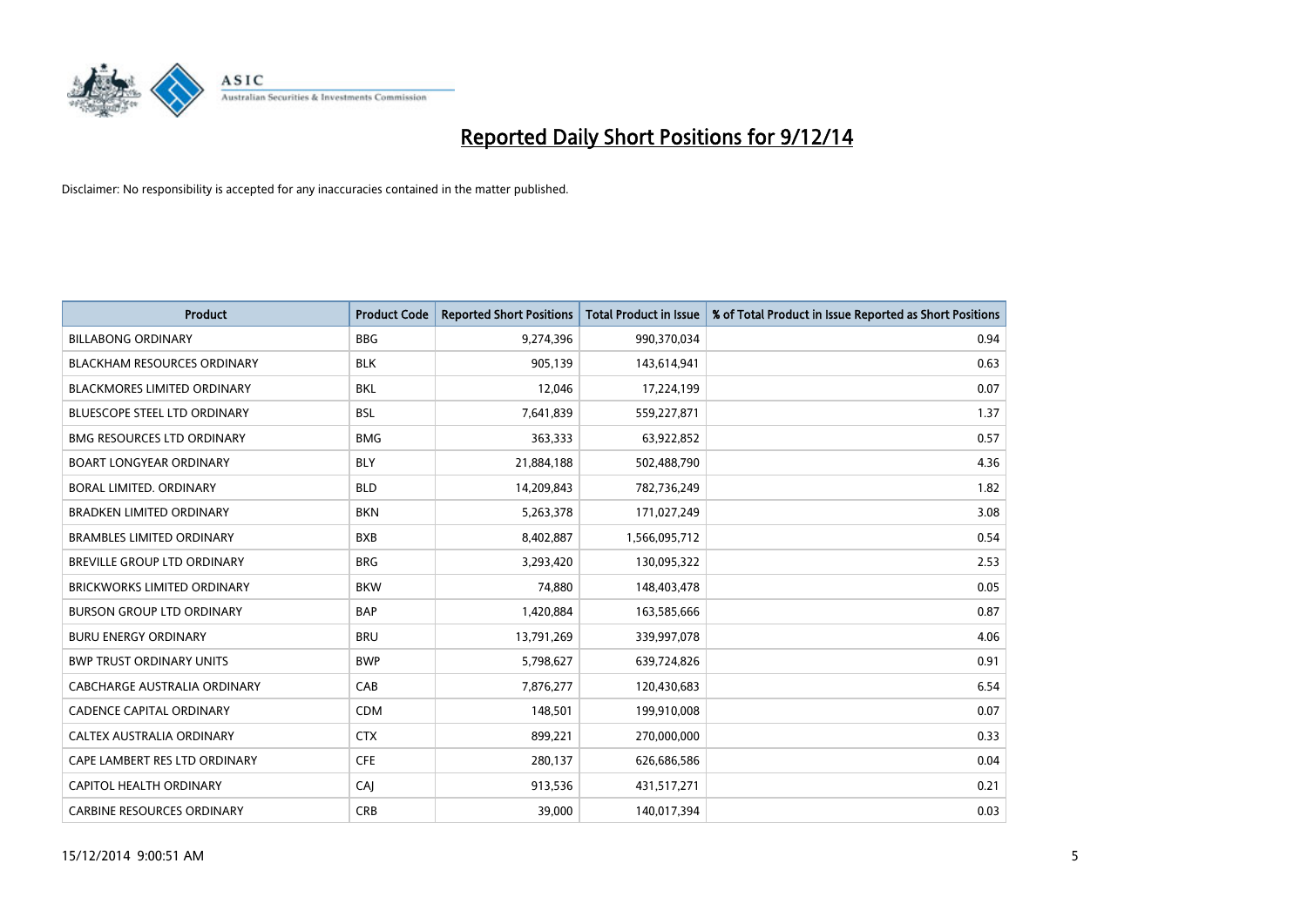# Reported Daily Short Positions for 9/12/14

Disclaimer: No responsibility is accepted for any inaccuracies contained in the matter published.

| Product | Product Code | Reported Short Positions | Total Product in Issue | % of Total Product in Issue Reported as Short Positions |
|---|---|---|---|---|
| BILLABONG ORDINARY | BBG | 9,274,396 | 990,370,034 | 0.94 |
| BLACKHAM RESOURCES ORDINARY | BLK | 905,139 | 143,614,941 | 0.63 |
| BLACKMORES LIMITED ORDINARY | BKL | 12,046 | 17,224,199 | 0.07 |
| BLUESCOPE STEEL LTD ORDINARY | BSL | 7,641,839 | 559,227,871 | 1.37 |
| BMG RESOURCES LTD ORDINARY | BMG | 363,333 | 63,922,852 | 0.57 |
| BOART LONGYEAR ORDINARY | BLY | 21,884,188 | 502,488,790 | 4.36 |
| BORAL LIMITED. ORDINARY | BLD | 14,209,843 | 782,736,249 | 1.82 |
| BRADKEN LIMITED ORDINARY | BKN | 5,263,378 | 171,027,249 | 3.08 |
| BRAMBLES LIMITED ORDINARY | BXB | 8,402,887 | 1,566,095,712 | 0.54 |
| BREVILLE GROUP LTD ORDINARY | BRG | 3,293,420 | 130,095,322 | 2.53 |
| BRICKWORKS LIMITED ORDINARY | BKW | 74,880 | 148,403,478 | 0.05 |
| BURSON GROUP LTD ORDINARY | BAP | 1,420,884 | 163,585,666 | 0.87 |
| BURU ENERGY ORDINARY | BRU | 13,791,269 | 339,997,078 | 4.06 |
| BWP TRUST ORDINARY UNITS | BWP | 5,798,627 | 639,724,826 | 0.91 |
| CABCHARGE AUSTRALIA ORDINARY | CAB | 7,876,277 | 120,430,683 | 6.54 |
| CADENCE CAPITAL ORDINARY | CDM | 148,501 | 199,910,008 | 0.07 |
| CALTEX AUSTRALIA ORDINARY | CTX | 899,221 | 270,000,000 | 0.33 |
| CAPE LAMBERT RES LTD ORDINARY | CFE | 280,137 | 626,686,586 | 0.04 |
| CAPITOL HEALTH ORDINARY | CAJ | 913,536 | 431,517,271 | 0.21 |
| CARBINE RESOURCES ORDINARY | CRB | 39,000 | 140,017,394 | 0.03 |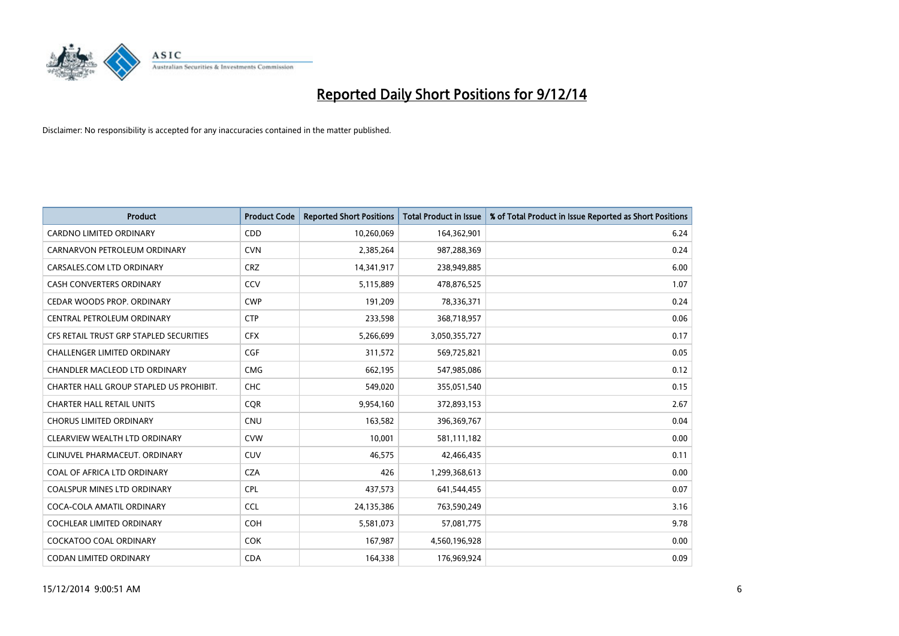# Reported Daily Short Positions for 9/12/14

Disclaimer: No responsibility is accepted for any inaccuracies contained in the matter published.

| Product | Product Code | Reported Short Positions | Total Product in Issue | % of Total Product in Issue Reported as Short Positions |
|---|---|---|---|---|
| CARDNO LIMITED ORDINARY | CDD | 10,260,069 | 164,362,901 | 6.24 |
| CARNARVON PETROLEUM ORDINARY | CVN | 2,385,264 | 987,288,369 | 0.24 |
| CARSALES.COM LTD ORDINARY | CRZ | 14,341,917 | 238,949,885 | 6.00 |
| CASH CONVERTERS ORDINARY | CCV | 5,115,889 | 478,876,525 | 1.07 |
| CEDAR WOODS PROP. ORDINARY | CWP | 191,209 | 78,336,371 | 0.24 |
| CENTRAL PETROLEUM ORDINARY | CTP | 233,598 | 368,718,957 | 0.06 |
| CFS RETAIL TRUST GRP STAPLED SECURITIES | CFX | 5,266,699 | 3,050,355,727 | 0.17 |
| CHALLENGER LIMITED ORDINARY | CGF | 311,572 | 569,725,821 | 0.05 |
| CHANDLER MACLEOD LTD ORDINARY | CMG | 662,195 | 547,985,086 | 0.12 |
| CHARTER HALL GROUP STAPLED US PROHIBIT. | CHC | 549,020 | 355,051,540 | 0.15 |
| CHARTER HALL RETAIL UNITS | CQR | 9,954,160 | 372,893,153 | 2.67 |
| CHORUS LIMITED ORDINARY | CNU | 163,582 | 396,369,767 | 0.04 |
| CLEARVIEW WEALTH LTD ORDINARY | CVW | 10,001 | 581,111,182 | 0.00 |
| CLINUVEL PHARMACEUT. ORDINARY | CUV | 46,575 | 42,466,435 | 0.11 |
| COAL OF AFRICA LTD ORDINARY | CZA | 426 | 1,299,368,613 | 0.00 |
| COALSPUR MINES LTD ORDINARY | CPL | 437,573 | 641,544,455 | 0.07 |
| COCA-COLA AMATIL ORDINARY | CCL | 24,135,386 | 763,590,249 | 3.16 |
| COCHLEAR LIMITED ORDINARY | COH | 5,581,073 | 57,081,775 | 9.78 |
| COCKATOO COAL ORDINARY | COK | 167,987 | 4,560,196,928 | 0.00 |
| CODAN LIMITED ORDINARY | CDA | 164,338 | 176,969,924 | 0.09 |

15/12/2014 9:00:51 AM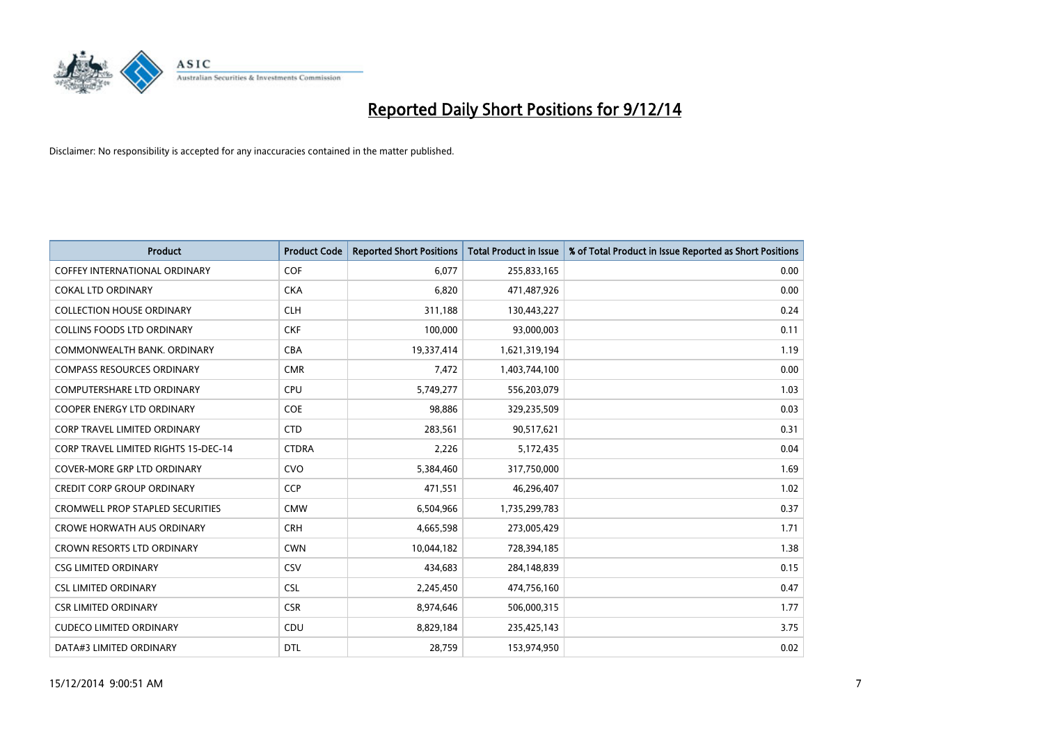# Reported Daily Short Positions for 9/12/14

Disclaimer: No responsibility is accepted for any inaccuracies contained in the matter published.

| Product | Product Code | Reported Short Positions | Total Product in Issue | % of Total Product in Issue Reported as Short Positions |
|---|---|---|---|---|
| COFFEY INTERNATIONAL ORDINARY | COF | 6,077 | 255,833,165 | 0.00 |
| COKAL LTD ORDINARY | CKA | 6,820 | 471,487,926 | 0.00 |
| COLLECTION HOUSE ORDINARY | CLH | 311,188 | 130,443,227 | 0.24 |
| COLLINS FOODS LTD ORDINARY | CKF | 100,000 | 93,000,003 | 0.11 |
| COMMONWEALTH BANK. ORDINARY | CBA | 19,337,414 | 1,621,319,194 | 1.19 |
| COMPASS RESOURCES ORDINARY | CMR | 7,472 | 1,403,744,100 | 0.00 |
| COMPUTERSHARE LTD ORDINARY | CPU | 5,749,277 | 556,203,079 | 1.03 |
| COOPER ENERGY LTD ORDINARY | COE | 98,886 | 329,235,509 | 0.03 |
| CORP TRAVEL LIMITED ORDINARY | CTD | 283,561 | 90,517,621 | 0.31 |
| CORP TRAVEL LIMITED RIGHTS 15-DEC-14 | CTDRA | 2,226 | 5,172,435 | 0.04 |
| COVER-MORE GRP LTD ORDINARY | CVO | 5,384,460 | 317,750,000 | 1.69 |
| CREDIT CORP GROUP ORDINARY | CCP | 471,551 | 46,296,407 | 1.02 |
| CROMWELL PROP STAPLED SECURITIES | CMW | 6,504,966 | 1,735,299,783 | 0.37 |
| CROWE HORWATH AUS ORDINARY | CRH | 4,665,598 | 273,005,429 | 1.71 |
| CROWN RESORTS LTD ORDINARY | CWN | 10,044,182 | 728,394,185 | 1.38 |
| CSG LIMITED ORDINARY | CSV | 434,683 | 284,148,839 | 0.15 |
| CSL LIMITED ORDINARY | CSL | 2,245,450 | 474,756,160 | 0.47 |
| CSR LIMITED ORDINARY | CSR | 8,974,646 | 506,000,315 | 1.77 |
| CUDECO LIMITED ORDINARY | CDU | 8,829,184 | 235,425,143 | 3.75 |
| DATA#3 LIMITED ORDINARY | DTL | 28,759 | 153,974,950 | 0.02 |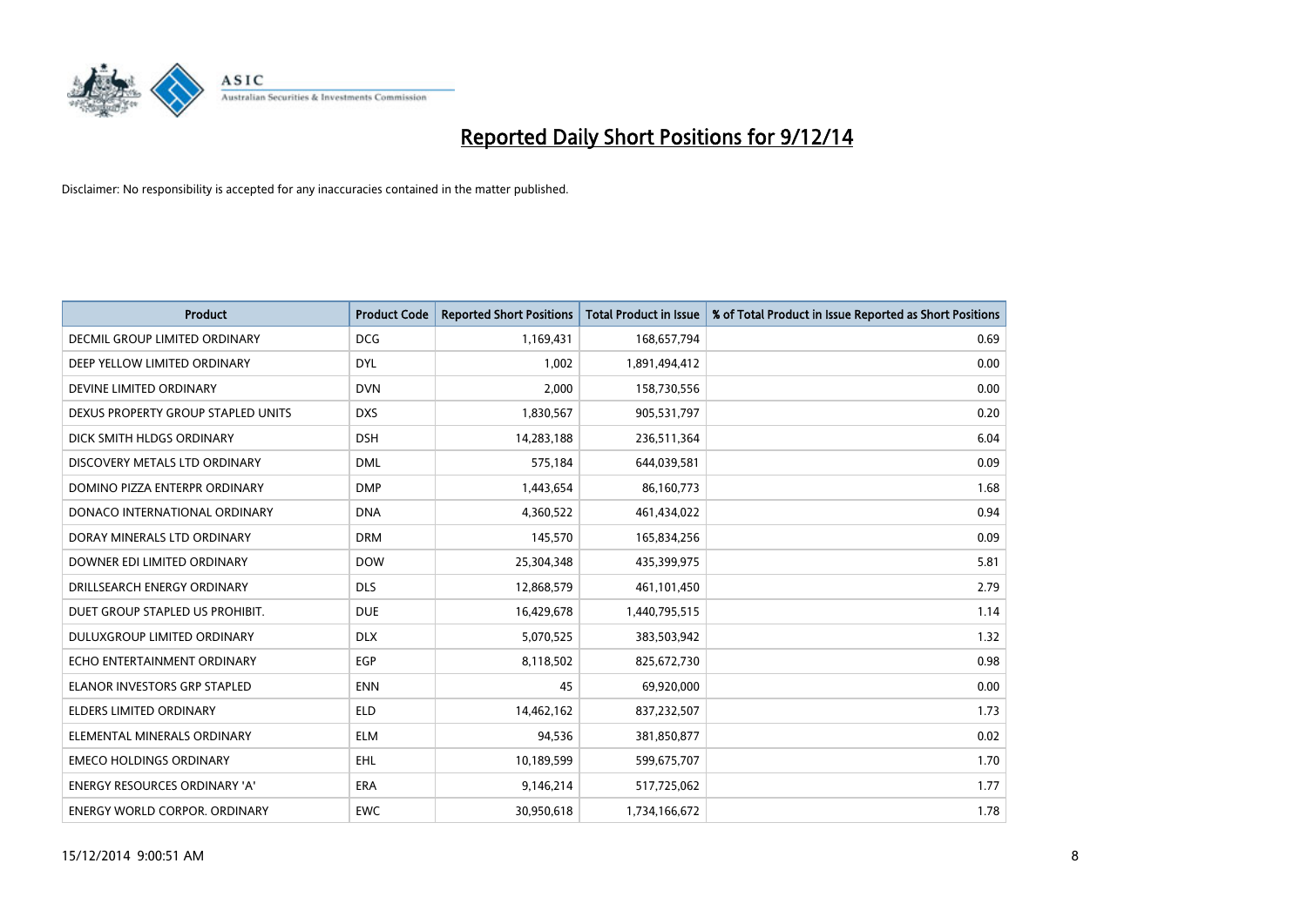# Reported Daily Short Positions for 9/12/14

Disclaimer: No responsibility is accepted for any inaccuracies contained in the matter published.

| Product | Product Code | Reported Short Positions | Total Product in Issue | % of Total Product in Issue Reported as Short Positions |
|---|---|---|---|---|
| DECMIL GROUP LIMITED ORDINARY | DCG | 1,169,431 | 168,657,794 | 0.69 |
| DEEP YELLOW LIMITED ORDINARY | DYL | 1,002 | 1,891,494,412 | 0.00 |
| DEVINE LIMITED ORDINARY | DVN | 2,000 | 158,730,556 | 0.00 |
| DEXUS PROPERTY GROUP STAPLED UNITS | DXS | 1,830,567 | 905,531,797 | 0.20 |
| DICK SMITH HLDGS ORDINARY | DSH | 14,283,188 | 236,511,364 | 6.04 |
| DISCOVERY METALS LTD ORDINARY | DML | 575,184 | 644,039,581 | 0.09 |
| DOMINO PIZZA ENTERPR ORDINARY | DMP | 1,443,654 | 86,160,773 | 1.68 |
| DONACO INTERNATIONAL ORDINARY | DNA | 4,360,522 | 461,434,022 | 0.94 |
| DORAY MINERALS LTD ORDINARY | DRM | 145,570 | 165,834,256 | 0.09 |
| DOWNER EDI LIMITED ORDINARY | DOW | 25,304,348 | 435,399,975 | 5.81 |
| DRILLSEARCH ENERGY ORDINARY | DLS | 12,868,579 | 461,101,450 | 2.79 |
| DUET GROUP STAPLED US PROHIBIT. | DUE | 16,429,678 | 1,440,795,515 | 1.14 |
| DULUXGROUP LIMITED ORDINARY | DLX | 5,070,525 | 383,503,942 | 1.32 |
| ECHO ENTERTAINMENT ORDINARY | EGP | 8,118,502 | 825,672,730 | 0.98 |
| ELANOR INVESTORS GRP STAPLED | ENN | 45 | 69,920,000 | 0.00 |
| ELDERS LIMITED ORDINARY | ELD | 14,462,162 | 837,232,507 | 1.73 |
| ELEMENTAL MINERALS ORDINARY | ELM | 94,536 | 381,850,877 | 0.02 |
| EMECO HOLDINGS ORDINARY | EHL | 10,189,599 | 599,675,707 | 1.70 |
| ENERGY RESOURCES ORDINARY 'A' | ERA | 9,146,214 | 517,725,062 | 1.77 |
| ENERGY WORLD CORPOR. ORDINARY | EWC | 30,950,618 | 1,734,166,672 | 1.78 |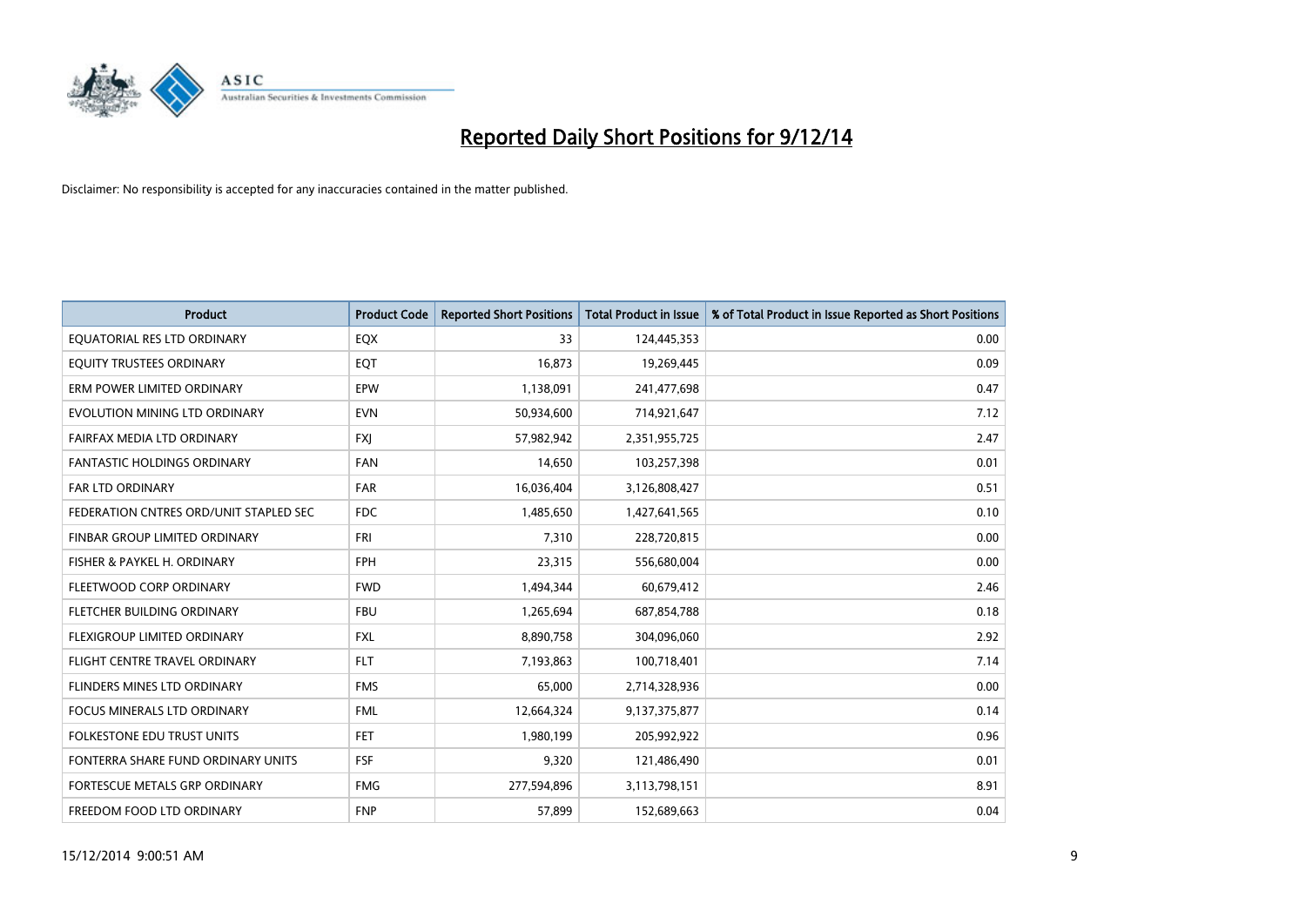# Reported Daily Short Positions for 9/12/14

Disclaimer: No responsibility is accepted for any inaccuracies contained in the matter published.

| Product | Product Code | Reported Short Positions | Total Product in Issue | % of Total Product in Issue Reported as Short Positions |
|---|---|---|---|---|
| EQUATORIAL RES LTD ORDINARY | EQX | 33 | 124,445,353 | 0.00 |
| EQUITY TRUSTEES ORDINARY | EQT | 16,873 | 19,269,445 | 0.09 |
| ERM POWER LIMITED ORDINARY | EPW | 1,138,091 | 241,477,698 | 0.47 |
| EVOLUTION MINING LTD ORDINARY | EVN | 50,934,600 | 714,921,647 | 7.12 |
| FAIRFAX MEDIA LTD ORDINARY | FXJ | 57,982,942 | 2,351,955,725 | 2.47 |
| FANTASTIC HOLDINGS ORDINARY | FAN | 14,650 | 103,257,398 | 0.01 |
| FAR LTD ORDINARY | FAR | 16,036,404 | 3,126,808,427 | 0.51 |
| FEDERATION CNTRES ORD/UNIT STAPLED SEC | FDC | 1,485,650 | 1,427,641,565 | 0.10 |
| FINBAR GROUP LIMITED ORDINARY | FRI | 7,310 | 228,720,815 | 0.00 |
| FISHER & PAYKEL H. ORDINARY | FPH | 23,315 | 556,680,004 | 0.00 |
| FLEETWOOD CORP ORDINARY | FWD | 1,494,344 | 60,679,412 | 2.46 |
| FLETCHER BUILDING ORDINARY | FBU | 1,265,694 | 687,854,788 | 0.18 |
| FLEXIGROUP LIMITED ORDINARY | FXL | 8,890,758 | 304,096,060 | 2.92 |
| FLIGHT CENTRE TRAVEL ORDINARY | FLT | 7,193,863 | 100,718,401 | 7.14 |
| FLINDERS MINES LTD ORDINARY | FMS | 65,000 | 2,714,328,936 | 0.00 |
| FOCUS MINERALS LTD ORDINARY | FML | 12,664,324 | 9,137,375,877 | 0.14 |
| FOLKESTONE EDU TRUST UNITS | FET | 1,980,199 | 205,992,922 | 0.96 |
| FONTERRA SHARE FUND ORDINARY UNITS | FSF | 9,320 | 121,486,490 | 0.01 |
| FORTESCUE METALS GRP ORDINARY | FMG | 277,594,896 | 3,113,798,151 | 8.91 |
| FREEDOM FOOD LTD ORDINARY | FNP | 57,899 | 152,689,663 | 0.04 |

15/12/2014 9:00:51 AM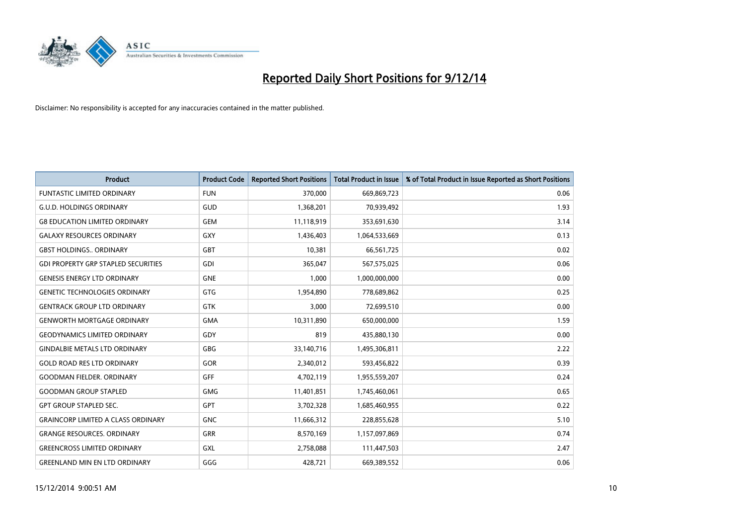# Reported Daily Short Positions for 9/12/14

Disclaimer: No responsibility is accepted for any inaccuracies contained in the matter published.

| Product | Product Code | Reported Short Positions | Total Product in Issue | % of Total Product in Issue Reported as Short Positions |
|---|---|---|---|---|
| FUNTASTIC LIMITED ORDINARY | FUN | 370,000 | 669,869,723 | 0.06 |
| G.U.D. HOLDINGS ORDINARY | GUD | 1,368,201 | 70,939,492 | 1.93 |
| G8 EDUCATION LIMITED ORDINARY | GEM | 11,118,919 | 353,691,630 | 3.14 |
| GALAXY RESOURCES ORDINARY | GXY | 1,436,403 | 1,064,533,669 | 0.13 |
| GBST HOLDINGS.. ORDINARY | GBT | 10,381 | 66,561,725 | 0.02 |
| GDI PROPERTY GRP STAPLED SECURITIES | GDI | 365,047 | 567,575,025 | 0.06 |
| GENESIS ENERGY LTD ORDINARY | GNE | 1,000 | 1,000,000,000 | 0.00 |
| GENETIC TECHNOLOGIES ORDINARY | GTG | 1,954,890 | 778,689,862 | 0.25 |
| GENTRACK GROUP LTD ORDINARY | GTK | 3,000 | 72,699,510 | 0.00 |
| GENWORTH MORTGAGE ORDINARY | GMA | 10,311,890 | 650,000,000 | 1.59 |
| GEODYNAMICS LIMITED ORDINARY | GDY | 819 | 435,880,130 | 0.00 |
| GINDALBIE METALS LTD ORDINARY | GBG | 33,140,716 | 1,495,306,811 | 2.22 |
| GOLD ROAD RES LTD ORDINARY | GOR | 2,340,012 | 593,456,822 | 0.39 |
| GOODMAN FIELDER. ORDINARY | GFF | 4,702,119 | 1,955,559,207 | 0.24 |
| GOODMAN GROUP STAPLED | GMG | 11,401,851 | 1,745,460,061 | 0.65 |
| GPT GROUP STAPLED SEC. | GPT | 3,702,328 | 1,685,460,955 | 0.22 |
| GRAINCORP LIMITED A CLASS ORDINARY | GNC | 11,666,312 | 228,855,628 | 5.10 |
| GRANGE RESOURCES. ORDINARY | GRR | 8,570,169 | 1,157,097,869 | 0.74 |
| GREENCROSS LIMITED ORDINARY | GXL | 2,758,088 | 111,447,503 | 2.47 |
| GREENLAND MIN EN LTD ORDINARY | GGG | 428,721 | 669,389,552 | 0.06 |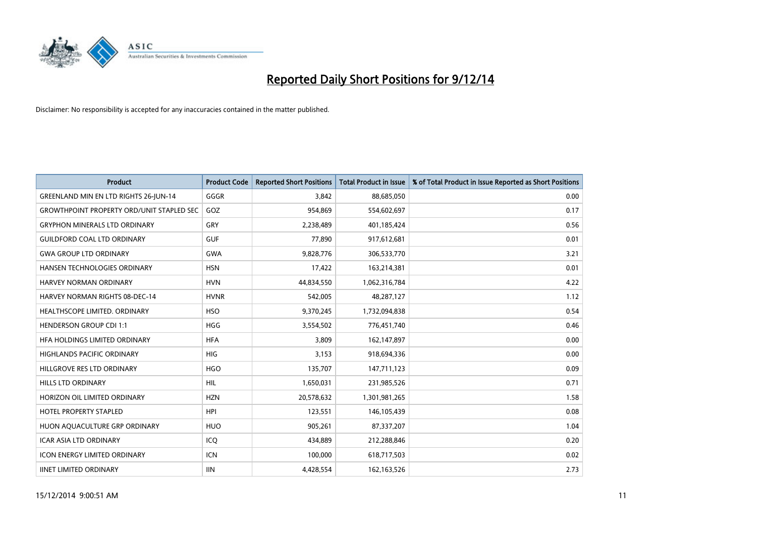# Reported Daily Short Positions for 9/12/14

Disclaimer: No responsibility is accepted for any inaccuracies contained in the matter published.

| Product | Product Code | Reported Short Positions | Total Product in Issue | % of Total Product in Issue Reported as Short Positions |
|---|---|---|---|---|
| GREENLAND MIN EN LTD RIGHTS 26-JUN-14 | GGGR | 3,842 | 88,685,050 | 0.00 |
| GROWTHPOINT PROPERTY ORD/UNIT STAPLED SEC | GOZ | 954,869 | 554,602,697 | 0.17 |
| GRYPHON MINERALS LTD ORDINARY | GRY | 2,238,489 | 401,185,424 | 0.56 |
| GUILDFORD COAL LTD ORDINARY | GUF | 77,890 | 917,612,681 | 0.01 |
| GWA GROUP LTD ORDINARY | GWA | 9,828,776 | 306,533,770 | 3.21 |
| HANSEN TECHNOLOGIES ORDINARY | HSN | 17,422 | 163,214,381 | 0.01 |
| HARVEY NORMAN ORDINARY | HVN | 44,834,550 | 1,062,316,784 | 4.22 |
| HARVEY NORMAN RIGHTS 08-DEC-14 | HVNR | 542,005 | 48,287,127 | 1.12 |
| HEALTHSCOPE LIMITED. ORDINARY | HSO | 9,370,245 | 1,732,094,838 | 0.54 |
| HENDERSON GROUP CDI 1:1 | HGG | 3,554,502 | 776,451,740 | 0.46 |
| HFA HOLDINGS LIMITED ORDINARY | HFA | 3,809 | 162,147,897 | 0.00 |
| HIGHLANDS PACIFIC ORDINARY | HIG | 3,153 | 918,694,336 | 0.00 |
| HILLGROVE RES LTD ORDINARY | HGO | 135,707 | 147,711,123 | 0.09 |
| HILLS LTD ORDINARY | HIL | 1,650,031 | 231,985,526 | 0.71 |
| HORIZON OIL LIMITED ORDINARY | HZN | 20,578,632 | 1,301,981,265 | 1.58 |
| HOTEL PROPERTY STAPLED | HPI | 123,551 | 146,105,439 | 0.08 |
| HUON AQUACULTURE GRP ORDINARY | HUO | 905,261 | 87,337,207 | 1.04 |
| ICAR ASIA LTD ORDINARY | ICQ | 434,889 | 212,288,846 | 0.20 |
| ICON ENERGY LIMITED ORDINARY | ICN | 100,000 | 618,717,503 | 0.02 |
| IINET LIMITED ORDINARY | IIN | 4,428,554 | 162,163,526 | 2.73 |

15/12/2014 9:00:51 AM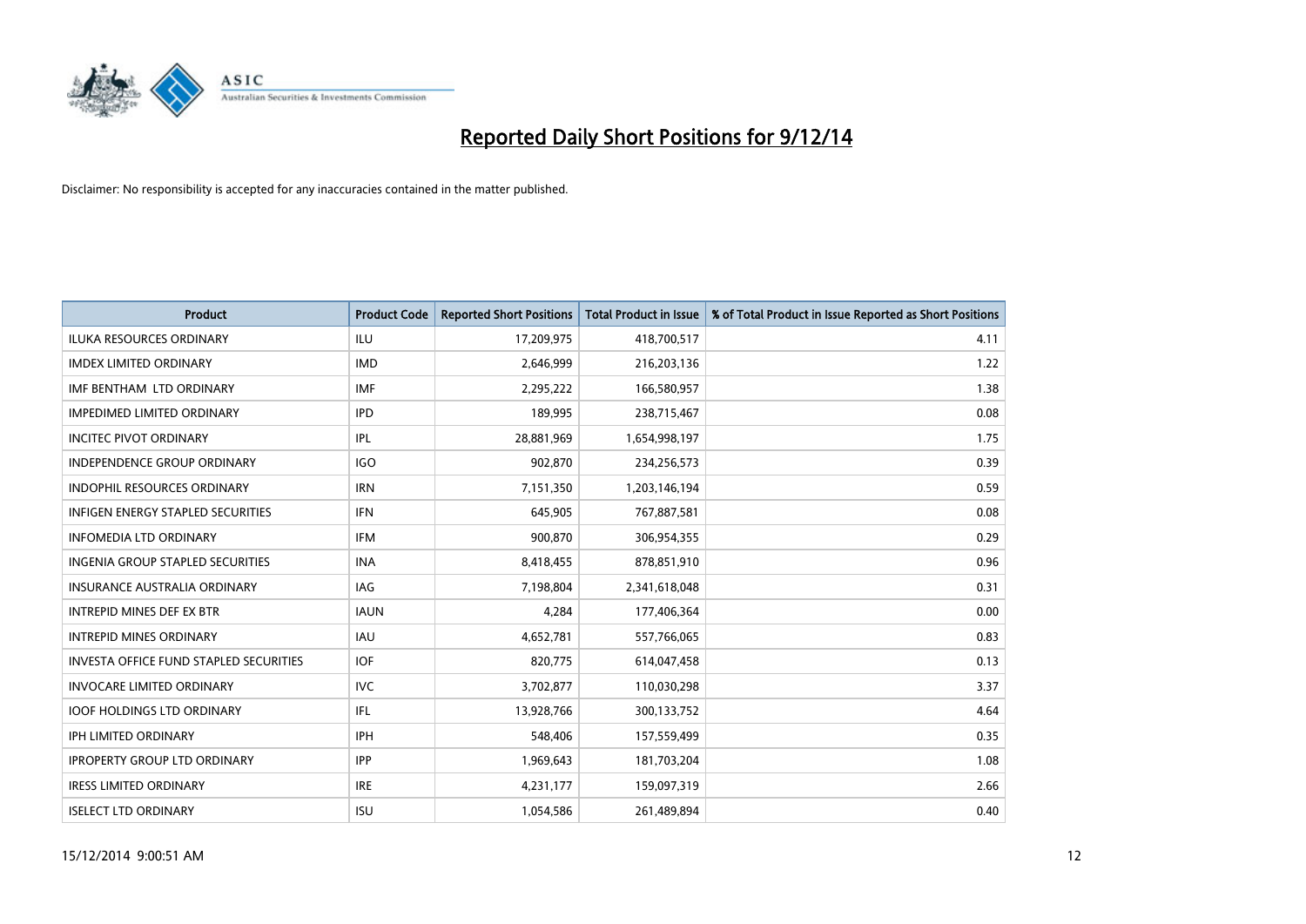# Reported Daily Short Positions for 9/12/14

Disclaimer: No responsibility is accepted for any inaccuracies contained in the matter published.

| Product | Product Code | Reported Short Positions | Total Product in Issue | % of Total Product in Issue Reported as Short Positions |
|---|---|---|---|---|
| ILUKA RESOURCES ORDINARY | ILU | 17,209,975 | 418,700,517 | 4.11 |
| IMDEX LIMITED ORDINARY | IMD | 2,646,999 | 216,203,136 | 1.22 |
| IMF BENTHAM LTD ORDINARY | IMF | 2,295,222 | 166,580,957 | 1.38 |
| IMPEDIMED LIMITED ORDINARY | IPD | 189,995 | 238,715,467 | 0.08 |
| INCITEC PIVOT ORDINARY | IPL | 28,881,969 | 1,654,998,197 | 1.75 |
| INDEPENDENCE GROUP ORDINARY | IGO | 902,870 | 234,256,573 | 0.39 |
| INDOPHIL RESOURCES ORDINARY | IRN | 7,151,350 | 1,203,146,194 | 0.59 |
| INFIGEN ENERGY STAPLED SECURITIES | IFN | 645,905 | 767,887,581 | 0.08 |
| INFOMEDIA LTD ORDINARY | IFM | 900,870 | 306,954,355 | 0.29 |
| INGENIA GROUP STAPLED SECURITIES | INA | 8,418,455 | 878,851,910 | 0.96 |
| INSURANCE AUSTRALIA ORDINARY | IAG | 7,198,804 | 2,341,618,048 | 0.31 |
| INTREPID MINES DEF EX BTR | IAUN | 4,284 | 177,406,364 | 0.00 |
| INTREPID MINES ORDINARY | IAU | 4,652,781 | 557,766,065 | 0.83 |
| INVESTA OFFICE FUND STAPLED SECURITIES | IOF | 820,775 | 614,047,458 | 0.13 |
| INVOCARE LIMITED ORDINARY | IVC | 3,702,877 | 110,030,298 | 3.37 |
| IOOF HOLDINGS LTD ORDINARY | IFL | 13,928,766 | 300,133,752 | 4.64 |
| IPH LIMITED ORDINARY | IPH | 548,406 | 157,559,499 | 0.35 |
| IPROPERTY GROUP LTD ORDINARY | IPP | 1,969,643 | 181,703,204 | 1.08 |
| IRESS LIMITED ORDINARY | IRE | 4,231,177 | 159,097,319 | 2.66 |
| ISELECT LTD ORDINARY | ISU | 1,054,586 | 261,489,894 | 0.40 |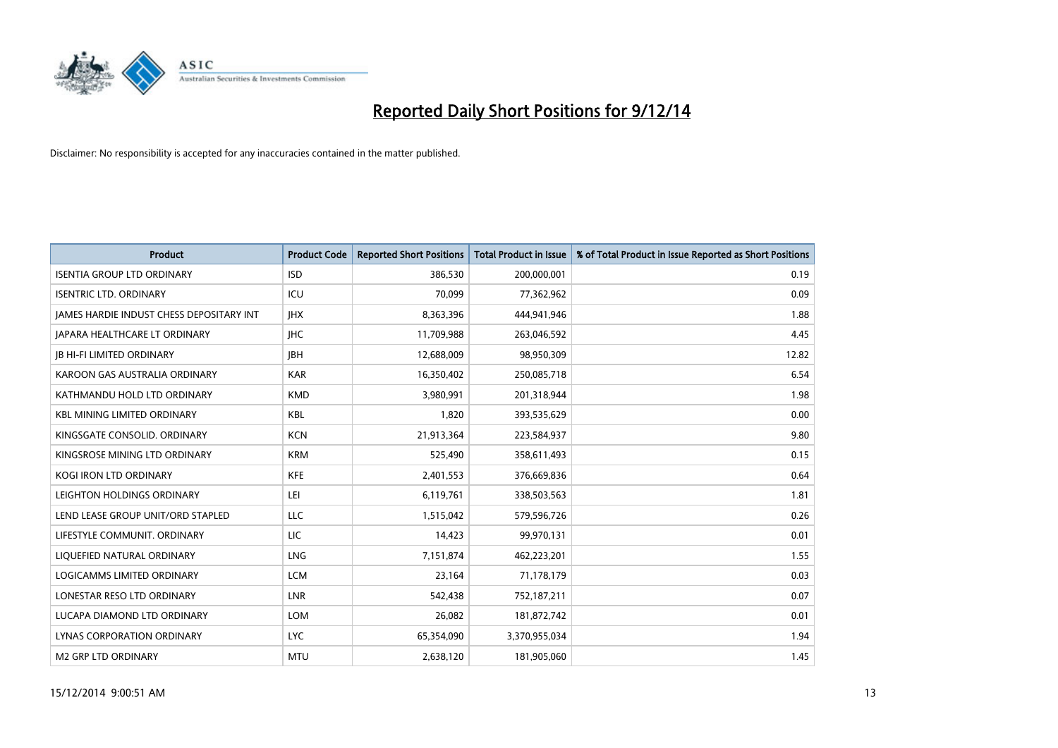# Reported Daily Short Positions for 9/12/14

Disclaimer: No responsibility is accepted for any inaccuracies contained in the matter published.

| Product | Product Code | Reported Short Positions | Total Product in Issue | % of Total Product in Issue Reported as Short Positions |
|---|---|---|---|---|
| ISENTIA GROUP LTD ORDINARY | ISD | 386,530 | 200,000,001 | 0.19 |
| ISENTRIC LTD. ORDINARY | ICU | 70,099 | 77,362,962 | 0.09 |
| JAMES HARDIE INDUST CHESS DEPOSITARY INT | JHX | 8,363,396 | 444,941,946 | 1.88 |
| JAPARA HEALTHCARE LT ORDINARY | JHC | 11,709,988 | 263,046,592 | 4.45 |
| JB HI-FI LIMITED ORDINARY | JBH | 12,688,009 | 98,950,309 | 12.82 |
| KAROON GAS AUSTRALIA ORDINARY | KAR | 16,350,402 | 250,085,718 | 6.54 |
| KATHMANDU HOLD LTD ORDINARY | KMD | 3,980,991 | 201,318,944 | 1.98 |
| KBL MINING LIMITED ORDINARY | KBL | 1,820 | 393,535,629 | 0.00 |
| KINGSGATE CONSOLID. ORDINARY | KCN | 21,913,364 | 223,584,937 | 9.80 |
| KINGSROSE MINING LTD ORDINARY | KRM | 525,490 | 358,611,493 | 0.15 |
| KOGI IRON LTD ORDINARY | KFE | 2,401,553 | 376,669,836 | 0.64 |
| LEIGHTON HOLDINGS ORDINARY | LEI | 6,119,761 | 338,503,563 | 1.81 |
| LEND LEASE GROUP UNIT/ORD STAPLED | LLC | 1,515,042 | 579,596,726 | 0.26 |
| LIFESTYLE COMMUNIT. ORDINARY | LIC | 14,423 | 99,970,131 | 0.01 |
| LIQUEFIED NATURAL ORDINARY | LNG | 7,151,874 | 462,223,201 | 1.55 |
| LOGICAMMS LIMITED ORDINARY | LCM | 23,164 | 71,178,179 | 0.03 |
| LONESTAR RESO LTD ORDINARY | LNR | 542,438 | 752,187,211 | 0.07 |
| LUCAPA DIAMOND LTD ORDINARY | LOM | 26,082 | 181,872,742 | 0.01 |
| LYNAS CORPORATION ORDINARY | LYC | 65,354,090 | 3,370,955,034 | 1.94 |
| M2 GRP LTD ORDINARY | MTU | 2,638,120 | 181,905,060 | 1.45 |

15/12/2014 9:00:51 AM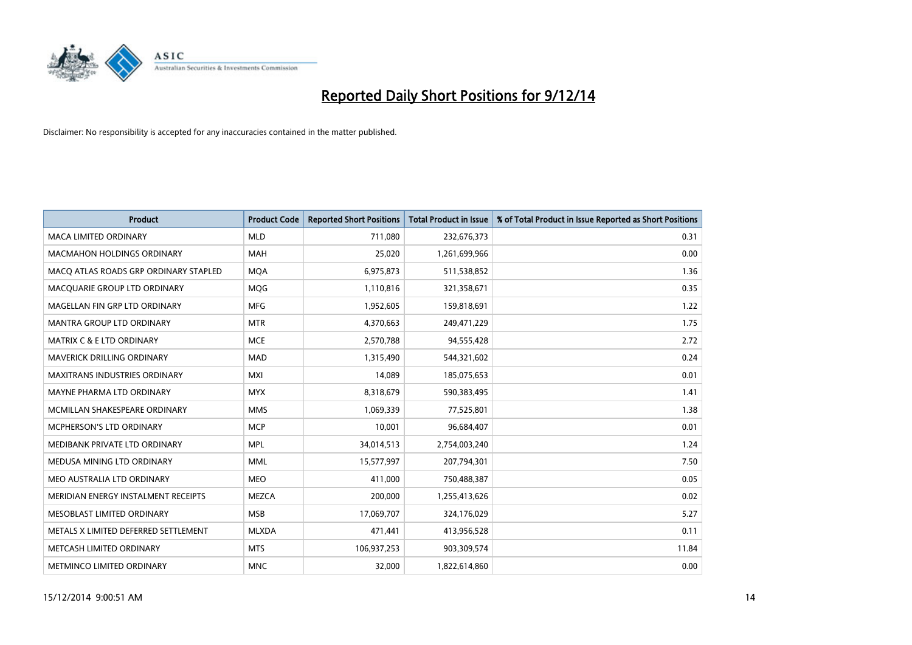# Reported Daily Short Positions for 9/12/14

Disclaimer: No responsibility is accepted for any inaccuracies contained in the matter published.

| Product | Product Code | Reported Short Positions | Total Product in Issue | % of Total Product in Issue Reported as Short Positions |
|---|---|---|---|---|
| MACA LIMITED ORDINARY | MLD | 711,080 | 232,676,373 | 0.31 |
| MACMAHON HOLDINGS ORDINARY | MAH | 25,020 | 1,261,699,966 | 0.00 |
| MACQ ATLAS ROADS GRP ORDINARY STAPLED | MQA | 6,975,873 | 511,538,852 | 1.36 |
| MACQUARIE GROUP LTD ORDINARY | MQG | 1,110,816 | 321,358,671 | 0.35 |
| MAGELLAN FIN GRP LTD ORDINARY | MFG | 1,952,605 | 159,818,691 | 1.22 |
| MANTRA GROUP LTD ORDINARY | MTR | 4,370,663 | 249,471,229 | 1.75 |
| MATRIX C & E LTD ORDINARY | MCE | 2,570,788 | 94,555,428 | 2.72 |
| MAVERICK DRILLING ORDINARY | MAD | 1,315,490 | 544,321,602 | 0.24 |
| MAXITRANS INDUSTRIES ORDINARY | MXI | 14,089 | 185,075,653 | 0.01 |
| MAYNE PHARMA LTD ORDINARY | MYX | 8,318,679 | 590,383,495 | 1.41 |
| MCMILLAN SHAKESPEARE ORDINARY | MMS | 1,069,339 | 77,525,801 | 1.38 |
| MCPHERSON'S LTD ORDINARY | MCP | 10,001 | 96,684,407 | 0.01 |
| MEDIBANK PRIVATE LTD ORDINARY | MPL | 34,014,513 | 2,754,003,240 | 1.24 |
| MEDUSA MINING LTD ORDINARY | MML | 15,577,997 | 207,794,301 | 7.50 |
| MEO AUSTRALIA LTD ORDINARY | MEO | 411,000 | 750,488,387 | 0.05 |
| MERIDIAN ENERGY INSTALMENT RECEIPTS | MEZCA | 200,000 | 1,255,413,626 | 0.02 |
| MESOBLAST LIMITED ORDINARY | MSB | 17,069,707 | 324,176,029 | 5.27 |
| METALS X LIMITED DEFERRED SETTLEMENT | MLXDA | 471,441 | 413,956,528 | 0.11 |
| METCASH LIMITED ORDINARY | MTS | 106,937,253 | 903,309,574 | 11.84 |
| METMINCO LIMITED ORDINARY | MNC | 32,000 | 1,822,614,860 | 0.00 |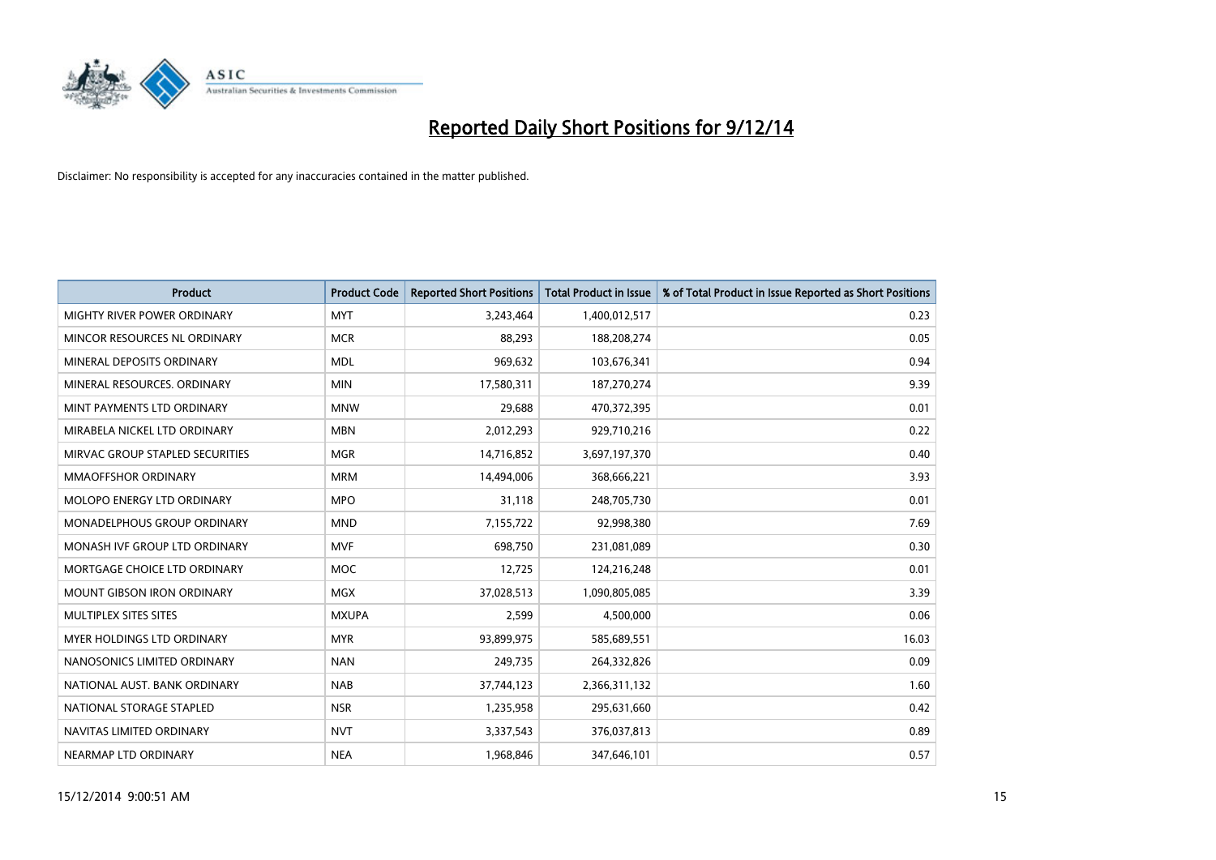# Reported Daily Short Positions for 9/12/14

Disclaimer: No responsibility is accepted for any inaccuracies contained in the matter published.

| Product | Product Code | Reported Short Positions | Total Product in Issue | % of Total Product in Issue Reported as Short Positions |
|---|---|---|---|---|
| MIGHTY RIVER POWER ORDINARY | MYT | 3,243,464 | 1,400,012,517 | 0.23 |
| MINCOR RESOURCES NL ORDINARY | MCR | 88,293 | 188,208,274 | 0.05 |
| MINERAL DEPOSITS ORDINARY | MDL | 969,632 | 103,676,341 | 0.94 |
| MINERAL RESOURCES. ORDINARY | MIN | 17,580,311 | 187,270,274 | 9.39 |
| MINT PAYMENTS LTD ORDINARY | MNW | 29,688 | 470,372,395 | 0.01 |
| MIRABELA NICKEL LTD ORDINARY | MBN | 2,012,293 | 929,710,216 | 0.22 |
| MIRVAC GROUP STAPLED SECURITIES | MGR | 14,716,852 | 3,697,197,370 | 0.40 |
| MMAOFFSHOR ORDINARY | MRM | 14,494,006 | 368,666,221 | 3.93 |
| MOLOPO ENERGY LTD ORDINARY | MPO | 31,118 | 248,705,730 | 0.01 |
| MONADELPHOUS GROUP ORDINARY | MND | 7,155,722 | 92,998,380 | 7.69 |
| MONASH IVF GROUP LTD ORDINARY | MVF | 698,750 | 231,081,089 | 0.30 |
| MORTGAGE CHOICE LTD ORDINARY | MOC | 12,725 | 124,216,248 | 0.01 |
| MOUNT GIBSON IRON ORDINARY | MGX | 37,028,513 | 1,090,805,085 | 3.39 |
| MULTIPLEX SITES SITES | MXUPA | 2,599 | 4,500,000 | 0.06 |
| MYER HOLDINGS LTD ORDINARY | MYR | 93,899,975 | 585,689,551 | 16.03 |
| NANOSONICS LIMITED ORDINARY | NAN | 249,735 | 264,332,826 | 0.09 |
| NATIONAL AUST. BANK ORDINARY | NAB | 37,744,123 | 2,366,311,132 | 1.60 |
| NATIONAL STORAGE STAPLED | NSR | 1,235,958 | 295,631,660 | 0.42 |
| NAVITAS LIMITED ORDINARY | NVT | 3,337,543 | 376,037,813 | 0.89 |
| NEARMAP LTD ORDINARY | NEA | 1,968,846 | 347,646,101 | 0.57 |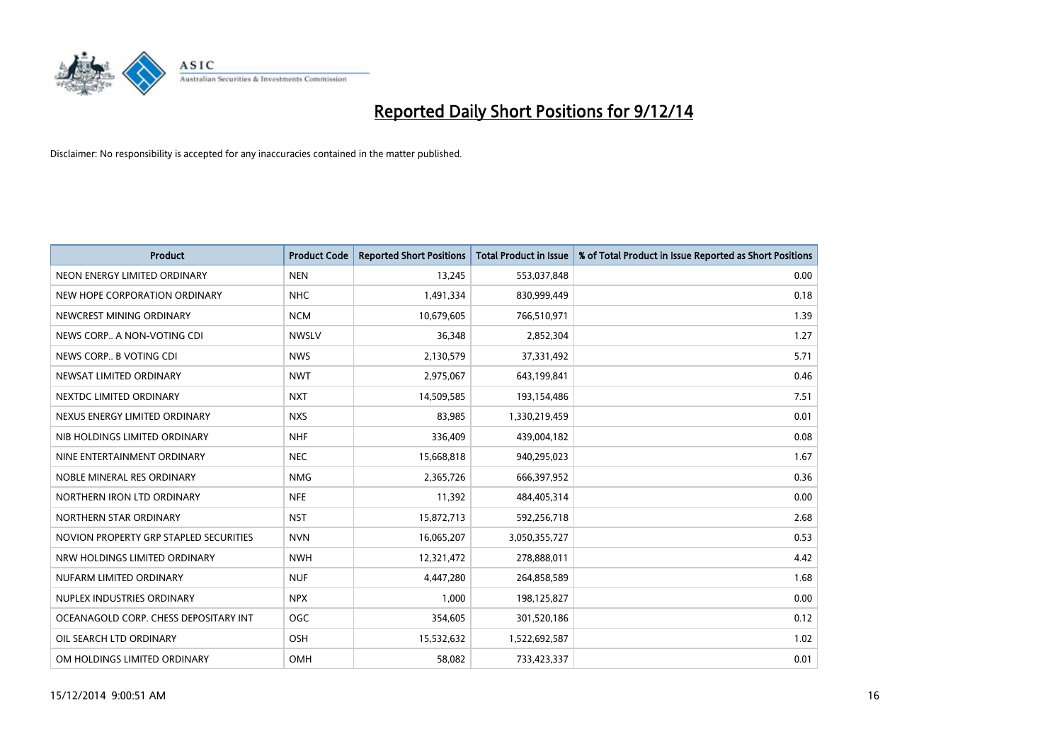# Reported Daily Short Positions for 9/12/14

Disclaimer: No responsibility is accepted for any inaccuracies contained in the matter published.

| Product | Product Code | Reported Short Positions | Total Product in Issue | % of Total Product in Issue Reported as Short Positions |
|---|---|---|---|---|
| NEON ENERGY LIMITED ORDINARY | NEN | 13,245 | 553,037,848 | 0.00 |
| NEW HOPE CORPORATION ORDINARY | NHC | 1,491,334 | 830,999,449 | 0.18 |
| NEWCREST MINING ORDINARY | NCM | 10,679,605 | 766,510,971 | 1.39 |
| NEWS CORP.. A NON-VOTING CDI | NWSLV | 36,348 | 2,852,304 | 1.27 |
| NEWS CORP.. B VOTING CDI | NWS | 2,130,579 | 37,331,492 | 5.71 |
| NEWSAT LIMITED ORDINARY | NWT | 2,975,067 | 643,199,841 | 0.46 |
| NEXTDC LIMITED ORDINARY | NXT | 14,509,585 | 193,154,486 | 7.51 |
| NEXUS ENERGY LIMITED ORDINARY | NXS | 83,985 | 1,330,219,459 | 0.01 |
| NIB HOLDINGS LIMITED ORDINARY | NHF | 336,409 | 439,004,182 | 0.08 |
| NINE ENTERTAINMENT ORDINARY | NEC | 15,668,818 | 940,295,023 | 1.67 |
| NOBLE MINERAL RES ORDINARY | NMG | 2,365,726 | 666,397,952 | 0.36 |
| NORTHERN IRON LTD ORDINARY | NFE | 11,392 | 484,405,314 | 0.00 |
| NORTHERN STAR ORDINARY | NST | 15,872,713 | 592,256,718 | 2.68 |
| NOVION PROPERTY GRP STAPLED SECURITIES | NVN | 16,065,207 | 3,050,355,727 | 0.53 |
| NRW HOLDINGS LIMITED ORDINARY | NWH | 12,321,472 | 278,888,011 | 4.42 |
| NUFARM LIMITED ORDINARY | NUF | 4,447,280 | 264,858,589 | 1.68 |
| NUPLEX INDUSTRIES ORDINARY | NPX | 1,000 | 198,125,827 | 0.00 |
| OCEANAGOLD CORP. CHESS DEPOSITARY INT | OGC | 354,605 | 301,520,186 | 0.12 |
| OIL SEARCH LTD ORDINARY | OSH | 15,532,632 | 1,522,692,587 | 1.02 |
| OM HOLDINGS LIMITED ORDINARY | OMH | 58,082 | 733,423,337 | 0.01 |

15/12/2014 9:00:51 AM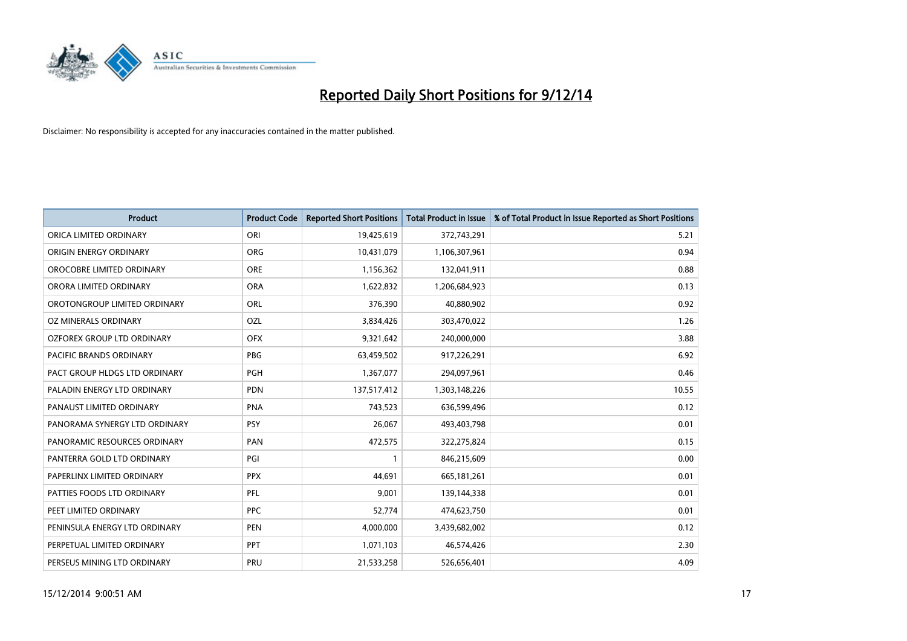# Reported Daily Short Positions for 9/12/14

Disclaimer: No responsibility is accepted for any inaccuracies contained in the matter published.

| Product | Product Code | Reported Short Positions | Total Product in Issue | % of Total Product in Issue Reported as Short Positions |
|---|---|---|---|---|
| ORICA LIMITED ORDINARY | ORI | 19,425,619 | 372,743,291 | 5.21 |
| ORIGIN ENERGY ORDINARY | ORG | 10,431,079 | 1,106,307,961 | 0.94 |
| OROCOBRE LIMITED ORDINARY | ORE | 1,156,362 | 132,041,911 | 0.88 |
| ORORA LIMITED ORDINARY | ORA | 1,622,832 | 1,206,684,923 | 0.13 |
| OROTONGROUP LIMITED ORDINARY | ORL | 376,390 | 40,880,902 | 0.92 |
| OZ MINERALS ORDINARY | OZL | 3,834,426 | 303,470,022 | 1.26 |
| OZFOREX GROUP LTD ORDINARY | OFX | 9,321,642 | 240,000,000 | 3.88 |
| PACIFIC BRANDS ORDINARY | PBG | 63,459,502 | 917,226,291 | 6.92 |
| PACT GROUP HLDGS LTD ORDINARY | PGH | 1,367,077 | 294,097,961 | 0.46 |
| PALADIN ENERGY LTD ORDINARY | PDN | 137,517,412 | 1,303,148,226 | 10.55 |
| PANAUST LIMITED ORDINARY | PNA | 743,523 | 636,599,496 | 0.12 |
| PANORAMA SYNERGY LTD ORDINARY | PSY | 26,067 | 493,403,798 | 0.01 |
| PANORAMIC RESOURCES ORDINARY | PAN | 472,575 | 322,275,824 | 0.15 |
| PANTERRA GOLD LTD ORDINARY | PGI | 1 | 846,215,609 | 0.00 |
| PAPERLINX LIMITED ORDINARY | PPX | 44,691 | 665,181,261 | 0.01 |
| PATTIES FOODS LTD ORDINARY | PFL | 9,001 | 139,144,338 | 0.01 |
| PEET LIMITED ORDINARY | PPC | 52,774 | 474,623,750 | 0.01 |
| PENINSULA ENERGY LTD ORDINARY | PEN | 4,000,000 | 3,439,682,002 | 0.12 |
| PERPETUAL LIMITED ORDINARY | PPT | 1,071,103 | 46,574,426 | 2.30 |
| PERSEUS MINING LTD ORDINARY | PRU | 21,533,258 | 526,656,401 | 4.09 |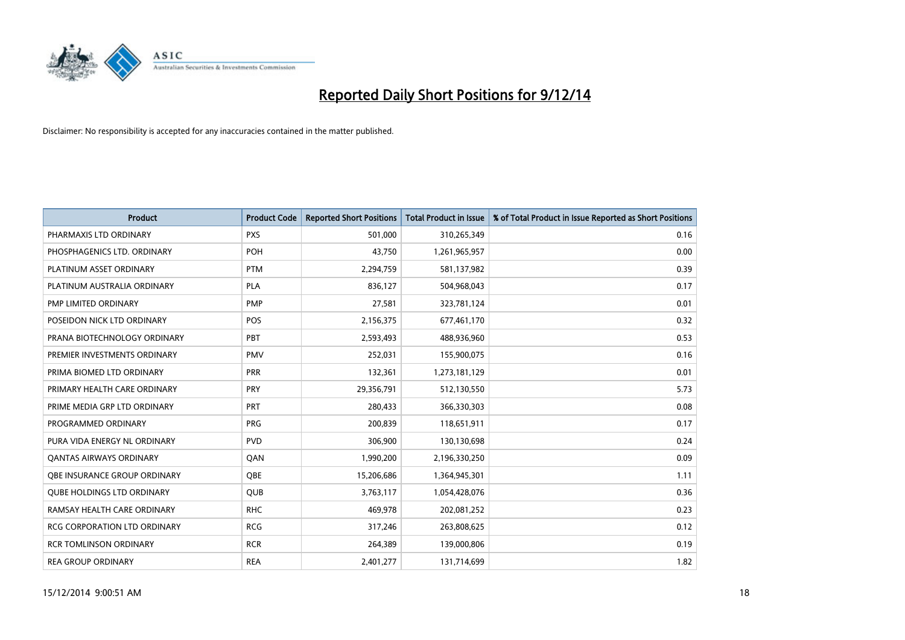# Reported Daily Short Positions for 9/12/14

Disclaimer: No responsibility is accepted for any inaccuracies contained in the matter published.

| Product | Product Code | Reported Short Positions | Total Product in Issue | % of Total Product in Issue Reported as Short Positions |
|---|---|---|---|---|
| PHARMAXIS LTD ORDINARY | PXS | 501,000 | 310,265,349 | 0.16 |
| PHOSPHAGENICS LTD. ORDINARY | POH | 43,750 | 1,261,965,957 | 0.00 |
| PLATINUM ASSET ORDINARY | PTM | 2,294,759 | 581,137,982 | 0.39 |
| PLATINUM AUSTRALIA ORDINARY | PLA | 836,127 | 504,968,043 | 0.17 |
| PMP LIMITED ORDINARY | PMP | 27,581 | 323,781,124 | 0.01 |
| POSEIDON NICK LTD ORDINARY | POS | 2,156,375 | 677,461,170 | 0.32 |
| PRANA BIOTECHNOLOGY ORDINARY | PBT | 2,593,493 | 488,936,960 | 0.53 |
| PREMIER INVESTMENTS ORDINARY | PMV | 252,031 | 155,900,075 | 0.16 |
| PRIMA BIOMED LTD ORDINARY | PRR | 132,361 | 1,273,181,129 | 0.01 |
| PRIMARY HEALTH CARE ORDINARY | PRY | 29,356,791 | 512,130,550 | 5.73 |
| PRIME MEDIA GRP LTD ORDINARY | PRT | 280,433 | 366,330,303 | 0.08 |
| PROGRAMMED ORDINARY | PRG | 200,839 | 118,651,911 | 0.17 |
| PURA VIDA ENERGY NL ORDINARY | PVD | 306,900 | 130,130,698 | 0.24 |
| QANTAS AIRWAYS ORDINARY | QAN | 1,990,200 | 2,196,330,250 | 0.09 |
| QBE INSURANCE GROUP ORDINARY | QBE | 15,206,686 | 1,364,945,301 | 1.11 |
| QUBE HOLDINGS LTD ORDINARY | QUB | 3,763,117 | 1,054,428,076 | 0.36 |
| RAMSAY HEALTH CARE ORDINARY | RHC | 469,978 | 202,081,252 | 0.23 |
| RCG CORPORATION LTD ORDINARY | RCG | 317,246 | 263,808,625 | 0.12 |
| RCR TOMLINSON ORDINARY | RCR | 264,389 | 139,000,806 | 0.19 |
| REA GROUP ORDINARY | REA | 2,401,277 | 131,714,699 | 1.82 |

15/12/2014 9:00:51 AM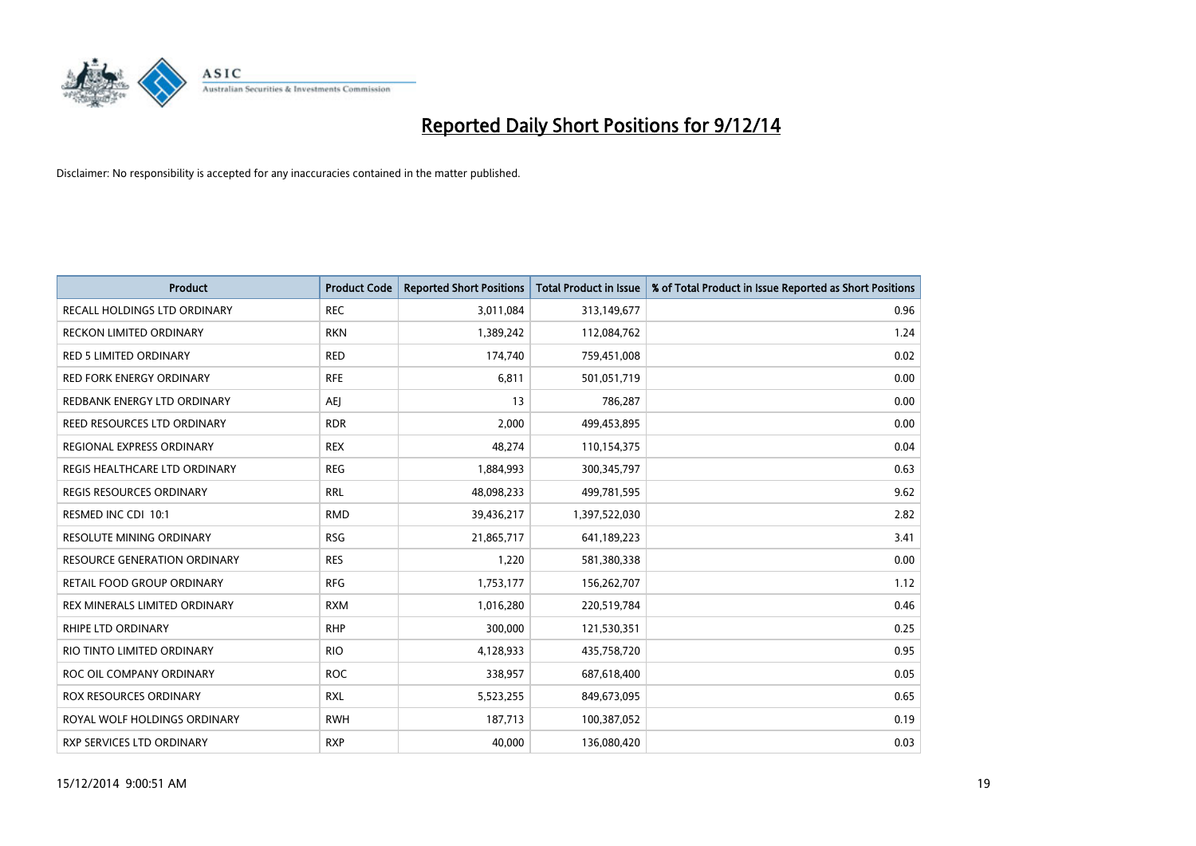# Reported Daily Short Positions for 9/12/14

Disclaimer: No responsibility is accepted for any inaccuracies contained in the matter published.

| Product | Product Code | Reported Short Positions | Total Product in Issue | % of Total Product in Issue Reported as Short Positions |
|---|---|---|---|---|
| RECALL HOLDINGS LTD ORDINARY | REC | 3,011,084 | 313,149,677 | 0.96 |
| RECKON LIMITED ORDINARY | RKN | 1,389,242 | 112,084,762 | 1.24 |
| RED 5 LIMITED ORDINARY | RED | 174,740 | 759,451,008 | 0.02 |
| RED FORK ENERGY ORDINARY | RFE | 6,811 | 501,051,719 | 0.00 |
| REDBANK ENERGY LTD ORDINARY | AEJ | 13 | 786,287 | 0.00 |
| REED RESOURCES LTD ORDINARY | RDR | 2,000 | 499,453,895 | 0.00 |
| REGIONAL EXPRESS ORDINARY | REX | 48,274 | 110,154,375 | 0.04 |
| REGIS HEALTHCARE LTD ORDINARY | REG | 1,884,993 | 300,345,797 | 0.63 |
| REGIS RESOURCES ORDINARY | RRL | 48,098,233 | 499,781,595 | 9.62 |
| RESMED INC CDI 10:1 | RMD | 39,436,217 | 1,397,522,030 | 2.82 |
| RESOLUTE MINING ORDINARY | RSG | 21,865,717 | 641,189,223 | 3.41 |
| RESOURCE GENERATION ORDINARY | RES | 1,220 | 581,380,338 | 0.00 |
| RETAIL FOOD GROUP ORDINARY | RFG | 1,753,177 | 156,262,707 | 1.12 |
| REX MINERALS LIMITED ORDINARY | RXM | 1,016,280 | 220,519,784 | 0.46 |
| RHIPE LTD ORDINARY | RHP | 300,000 | 121,530,351 | 0.25 |
| RIO TINTO LIMITED ORDINARY | RIO | 4,128,933 | 435,758,720 | 0.95 |
| ROC OIL COMPANY ORDINARY | ROC | 338,957 | 687,618,400 | 0.05 |
| ROX RESOURCES ORDINARY | RXL | 5,523,255 | 849,673,095 | 0.65 |
| ROYAL WOLF HOLDINGS ORDINARY | RWH | 187,713 | 100,387,052 | 0.19 |
| RXP SERVICES LTD ORDINARY | RXP | 40,000 | 136,080,420 | 0.03 |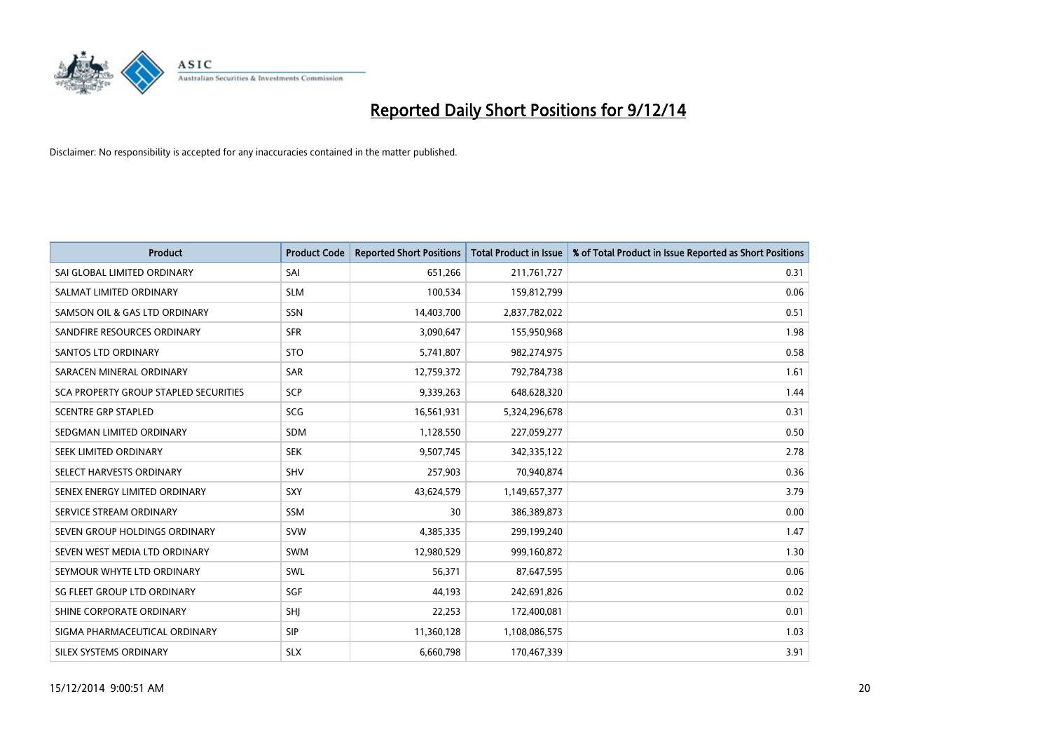# Reported Daily Short Positions for 9/12/14

Disclaimer: No responsibility is accepted for any inaccuracies contained in the matter published.

| Product | Product Code | Reported Short Positions | Total Product in Issue | % of Total Product in Issue Reported as Short Positions |
|---|---|---|---|---|
| SAI GLOBAL LIMITED ORDINARY | SAI | 651,266 | 211,761,727 | 0.31 |
| SALMAT LIMITED ORDINARY | SLM | 100,534 | 159,812,799 | 0.06 |
| SAMSON OIL & GAS LTD ORDINARY | SSN | 14,403,700 | 2,837,782,022 | 0.51 |
| SANDFIRE RESOURCES ORDINARY | SFR | 3,090,647 | 155,950,968 | 1.98 |
| SANTOS LTD ORDINARY | STO | 5,741,807 | 982,274,975 | 0.58 |
| SARACEN MINERAL ORDINARY | SAR | 12,759,372 | 792,784,738 | 1.61 |
| SCA PROPERTY GROUP STAPLED SECURITIES | SCP | 9,339,263 | 648,628,320 | 1.44 |
| SCENTRE GRP STAPLED | SCG | 16,561,931 | 5,324,296,678 | 0.31 |
| SEDGMAN LIMITED ORDINARY | SDM | 1,128,550 | 227,059,277 | 0.50 |
| SEEK LIMITED ORDINARY | SEK | 9,507,745 | 342,335,122 | 2.78 |
| SELECT HARVESTS ORDINARY | SHV | 257,903 | 70,940,874 | 0.36 |
| SENEX ENERGY LIMITED ORDINARY | SXY | 43,624,579 | 1,149,657,377 | 3.79 |
| SERVICE STREAM ORDINARY | SSM | 30 | 386,389,873 | 0.00 |
| SEVEN GROUP HOLDINGS ORDINARY | SVW | 4,385,335 | 299,199,240 | 1.47 |
| SEVEN WEST MEDIA LTD ORDINARY | SWM | 12,980,529 | 999,160,872 | 1.30 |
| SEYMOUR WHYTE LTD ORDINARY | SWL | 56,371 | 87,647,595 | 0.06 |
| SG FLEET GROUP LTD ORDINARY | SGF | 44,193 | 242,691,826 | 0.02 |
| SHINE CORPORATE ORDINARY | SHJ | 22,253 | 172,400,081 | 0.01 |
| SIGMA PHARMACEUTICAL ORDINARY | SIP | 11,360,128 | 1,108,086,575 | 1.03 |
| SILEX SYSTEMS ORDINARY | SLX | 6,660,798 | 170,467,339 | 3.91 |

15/12/2014 9:00:51 AM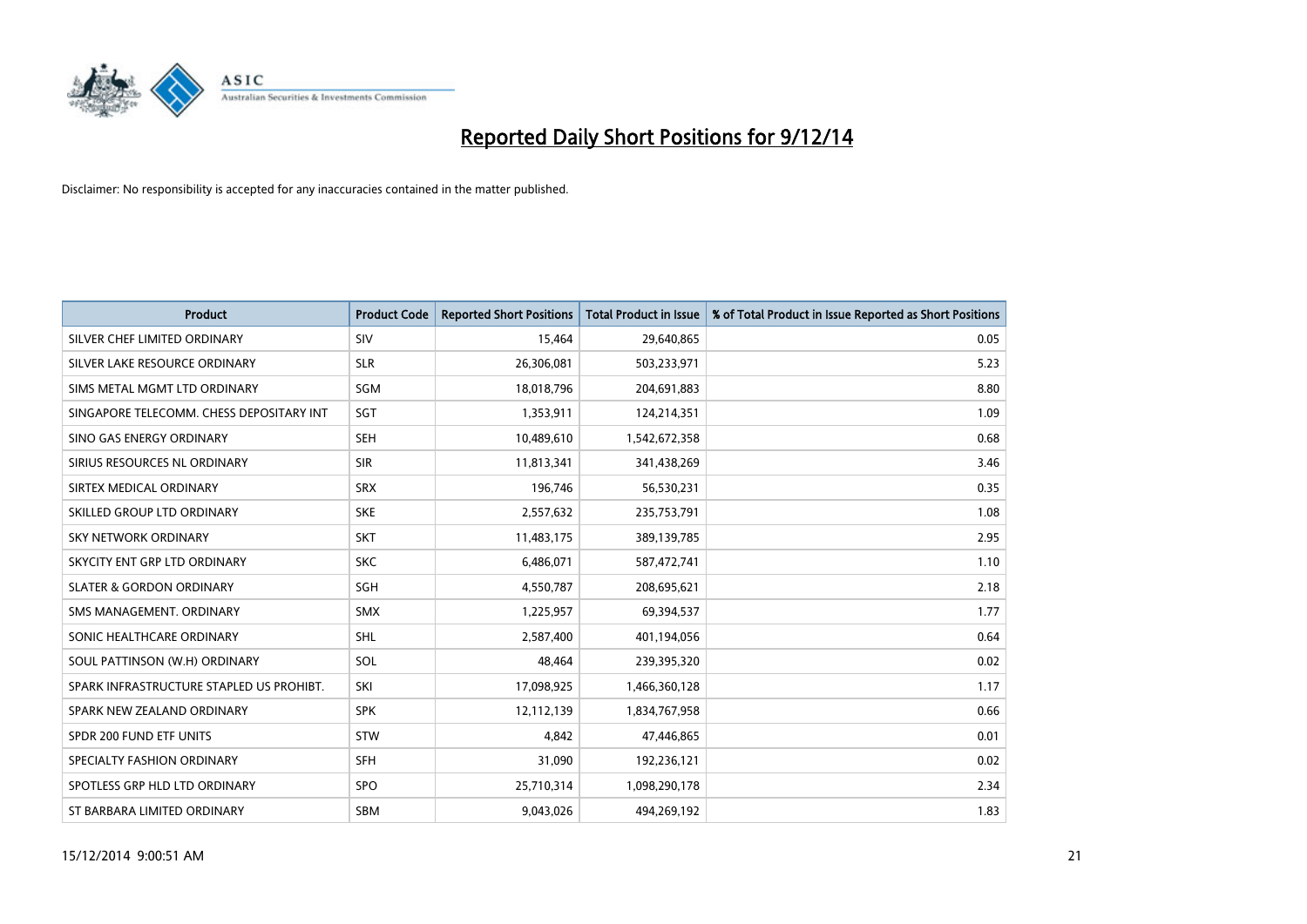# Reported Daily Short Positions for 9/12/14

Disclaimer: No responsibility is accepted for any inaccuracies contained in the matter published.

| Product | Product Code | Reported Short Positions | Total Product in Issue | % of Total Product in Issue Reported as Short Positions |
|---|---|---|---|---|
| SILVER CHEF LIMITED ORDINARY | SIV | 15,464 | 29,640,865 | 0.05 |
| SILVER LAKE RESOURCE ORDINARY | SLR | 26,306,081 | 503,233,971 | 5.23 |
| SIMS METAL MGMT LTD ORDINARY | SGM | 18,018,796 | 204,691,883 | 8.80 |
| SINGAPORE TELECOMM. CHESS DEPOSITARY INT | SGT | 1,353,911 | 124,214,351 | 1.09 |
| SINO GAS ENERGY ORDINARY | SEH | 10,489,610 | 1,542,672,358 | 0.68 |
| SIRIUS RESOURCES NL ORDINARY | SIR | 11,813,341 | 341,438,269 | 3.46 |
| SIRTEX MEDICAL ORDINARY | SRX | 196,746 | 56,530,231 | 0.35 |
| SKILLED GROUP LTD ORDINARY | SKE | 2,557,632 | 235,753,791 | 1.08 |
| SKY NETWORK ORDINARY | SKT | 11,483,175 | 389,139,785 | 2.95 |
| SKYCITY ENT GRP LTD ORDINARY | SKC | 6,486,071 | 587,472,741 | 1.10 |
| SLATER & GORDON ORDINARY | SGH | 4,550,787 | 208,695,621 | 2.18 |
| SMS MANAGEMENT. ORDINARY | SMX | 1,225,957 | 69,394,537 | 1.77 |
| SONIC HEALTHCARE ORDINARY | SHL | 2,587,400 | 401,194,056 | 0.64 |
| SOUL PATTINSON (W.H) ORDINARY | SOL | 48,464 | 239,395,320 | 0.02 |
| SPARK INFRASTRUCTURE STAPLED US PROHIBT. | SKI | 17,098,925 | 1,466,360,128 | 1.17 |
| SPARK NEW ZEALAND ORDINARY | SPK | 12,112,139 | 1,834,767,958 | 0.66 |
| SPDR 200 FUND ETF UNITS | STW | 4,842 | 47,446,865 | 0.01 |
| SPECIALTY FASHION ORDINARY | SFH | 31,090 | 192,236,121 | 0.02 |
| SPOTLESS GRP HLD LTD ORDINARY | SPO | 25,710,314 | 1,098,290,178 | 2.34 |
| ST BARBARA LIMITED ORDINARY | SBM | 9,043,026 | 494,269,192 | 1.83 |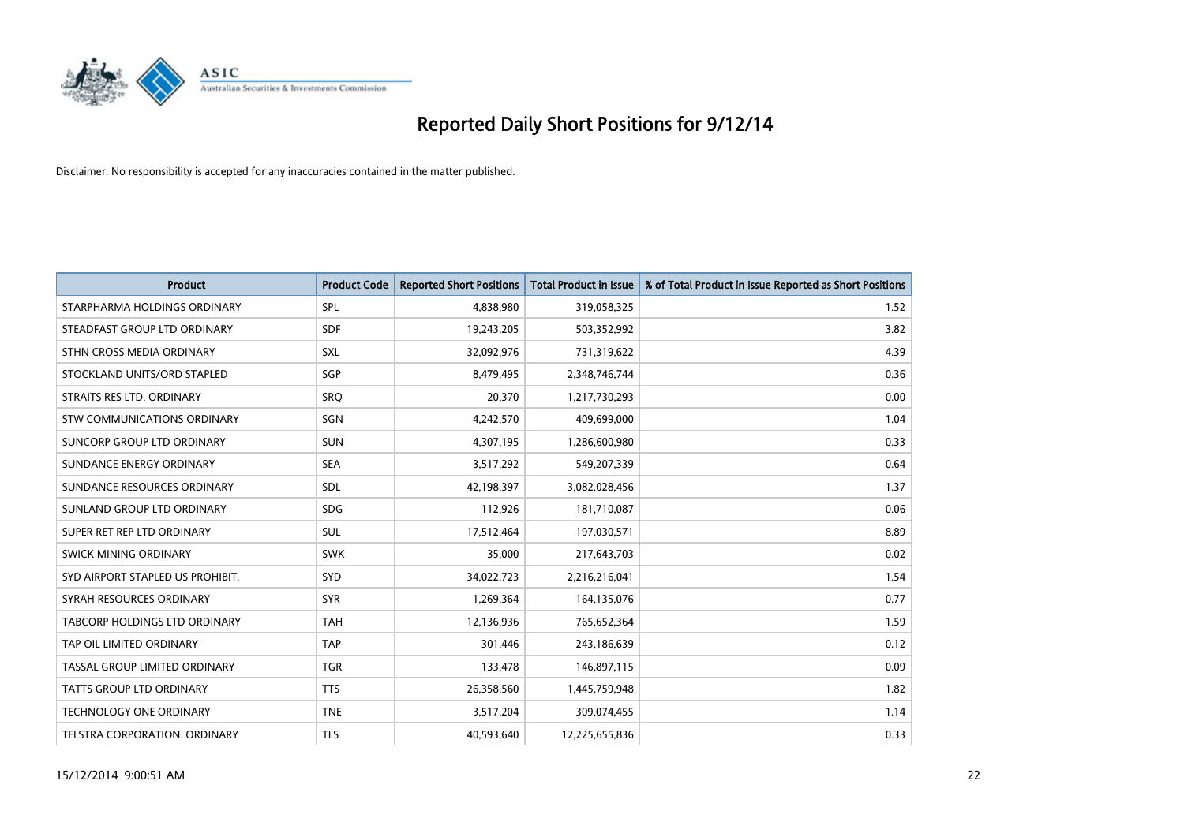# Reported Daily Short Positions for 9/12/14

Disclaimer: No responsibility is accepted for any inaccuracies contained in the matter published.

| Product | Product Code | Reported Short Positions | Total Product in Issue | % of Total Product in Issue Reported as Short Positions |
|---|---|---|---|---|
| STARPHARMA HOLDINGS ORDINARY | SPL | 4,838,980 | 319,058,325 | 1.52 |
| STEADFAST GROUP LTD ORDINARY | SDF | 19,243,205 | 503,352,992 | 3.82 |
| STHN CROSS MEDIA ORDINARY | SXL | 32,092,976 | 731,319,622 | 4.39 |
| STOCKLAND UNITS/ORD STAPLED | SGP | 8,479,495 | 2,348,746,744 | 0.36 |
| STRAITS RES LTD. ORDINARY | SRQ | 20,370 | 1,217,730,293 | 0.00 |
| STW COMMUNICATIONS ORDINARY | SGN | 4,242,570 | 409,699,000 | 1.04 |
| SUNCORP GROUP LTD ORDINARY | SUN | 4,307,195 | 1,286,600,980 | 0.33 |
| SUNDANCE ENERGY ORDINARY | SEA | 3,517,292 | 549,207,339 | 0.64 |
| SUNDANCE RESOURCES ORDINARY | SDL | 42,198,397 | 3,082,028,456 | 1.37 |
| SUNLAND GROUP LTD ORDINARY | SDG | 112,926 | 181,710,087 | 0.06 |
| SUPER RET REP LTD ORDINARY | SUL | 17,512,464 | 197,030,571 | 8.89 |
| SWICK MINING ORDINARY | SWK | 35,000 | 217,643,703 | 0.02 |
| SYD AIRPORT STAPLED US PROHIBIT. | SYD | 34,022,723 | 2,216,216,041 | 1.54 |
| SYRAH RESOURCES ORDINARY | SYR | 1,269,364 | 164,135,076 | 0.77 |
| TABCORP HOLDINGS LTD ORDINARY | TAH | 12,136,936 | 765,652,364 | 1.59 |
| TAP OIL LIMITED ORDINARY | TAP | 301,446 | 243,186,639 | 0.12 |
| TASSAL GROUP LIMITED ORDINARY | TGR | 133,478 | 146,897,115 | 0.09 |
| TATTS GROUP LTD ORDINARY | TTS | 26,358,560 | 1,445,759,948 | 1.82 |
| TECHNOLOGY ONE ORDINARY | TNE | 3,517,204 | 309,074,455 | 1.14 |
| TELSTRA CORPORATION. ORDINARY | TLS | 40,593,640 | 12,225,655,836 | 0.33 |

15/12/2014 9:00:51 AM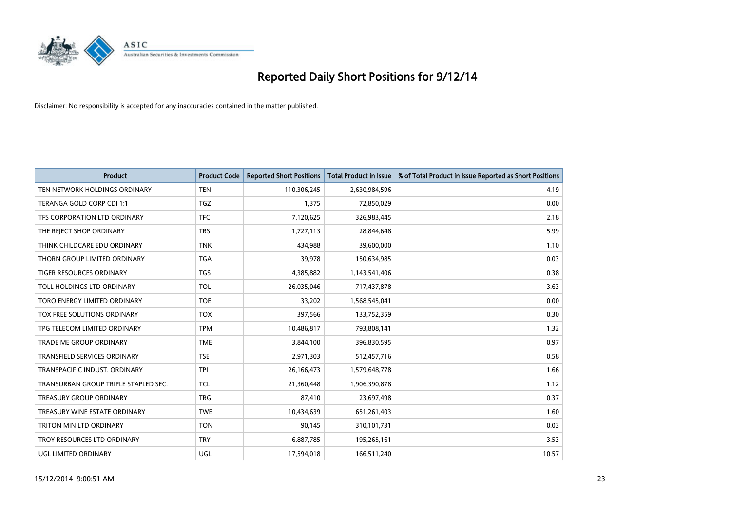# Reported Daily Short Positions for 9/12/14

Disclaimer: No responsibility is accepted for any inaccuracies contained in the matter published.

| Product | Product Code | Reported Short Positions | Total Product in Issue | % of Total Product in Issue Reported as Short Positions |
|---|---|---|---|---|
| TEN NETWORK HOLDINGS ORDINARY | TEN | 110,306,245 | 2,630,984,596 | 4.19 |
| TERANGA GOLD CORP CDI 1:1 | TGZ | 1,375 | 72,850,029 | 0.00 |
| TFS CORPORATION LTD ORDINARY | TFC | 7,120,625 | 326,983,445 | 2.18 |
| THE REJECT SHOP ORDINARY | TRS | 1,727,113 | 28,844,648 | 5.99 |
| THINK CHILDCARE EDU ORDINARY | TNK | 434,988 | 39,600,000 | 1.10 |
| THORN GROUP LIMITED ORDINARY | TGA | 39,978 | 150,634,985 | 0.03 |
| TIGER RESOURCES ORDINARY | TGS | 4,385,882 | 1,143,541,406 | 0.38 |
| TOLL HOLDINGS LTD ORDINARY | TOL | 26,035,046 | 717,437,878 | 3.63 |
| TORO ENERGY LIMITED ORDINARY | TOE | 33,202 | 1,568,545,041 | 0.00 |
| TOX FREE SOLUTIONS ORDINARY | TOX | 397,566 | 133,752,359 | 0.30 |
| TPG TELECOM LIMITED ORDINARY | TPM | 10,486,817 | 793,808,141 | 1.32 |
| TRADE ME GROUP ORDINARY | TME | 3,844,100 | 396,830,595 | 0.97 |
| TRANSFIELD SERVICES ORDINARY | TSE | 2,971,303 | 512,457,716 | 0.58 |
| TRANSPACIFIC INDUST. ORDINARY | TPI | 26,166,473 | 1,579,648,778 | 1.66 |
| TRANSURBAN GROUP TRIPLE STAPLED SEC. | TCL | 21,360,448 | 1,906,390,878 | 1.12 |
| TREASURY GROUP ORDINARY | TRG | 87,410 | 23,697,498 | 0.37 |
| TREASURY WINE ESTATE ORDINARY | TWE | 10,434,639 | 651,261,403 | 1.60 |
| TRITON MIN LTD ORDINARY | TON | 90,145 | 310,101,731 | 0.03 |
| TROY RESOURCES LTD ORDINARY | TRY | 6,887,785 | 195,265,161 | 3.53 |
| UGL LIMITED ORDINARY | UGL | 17,594,018 | 166,511,240 | 10.57 |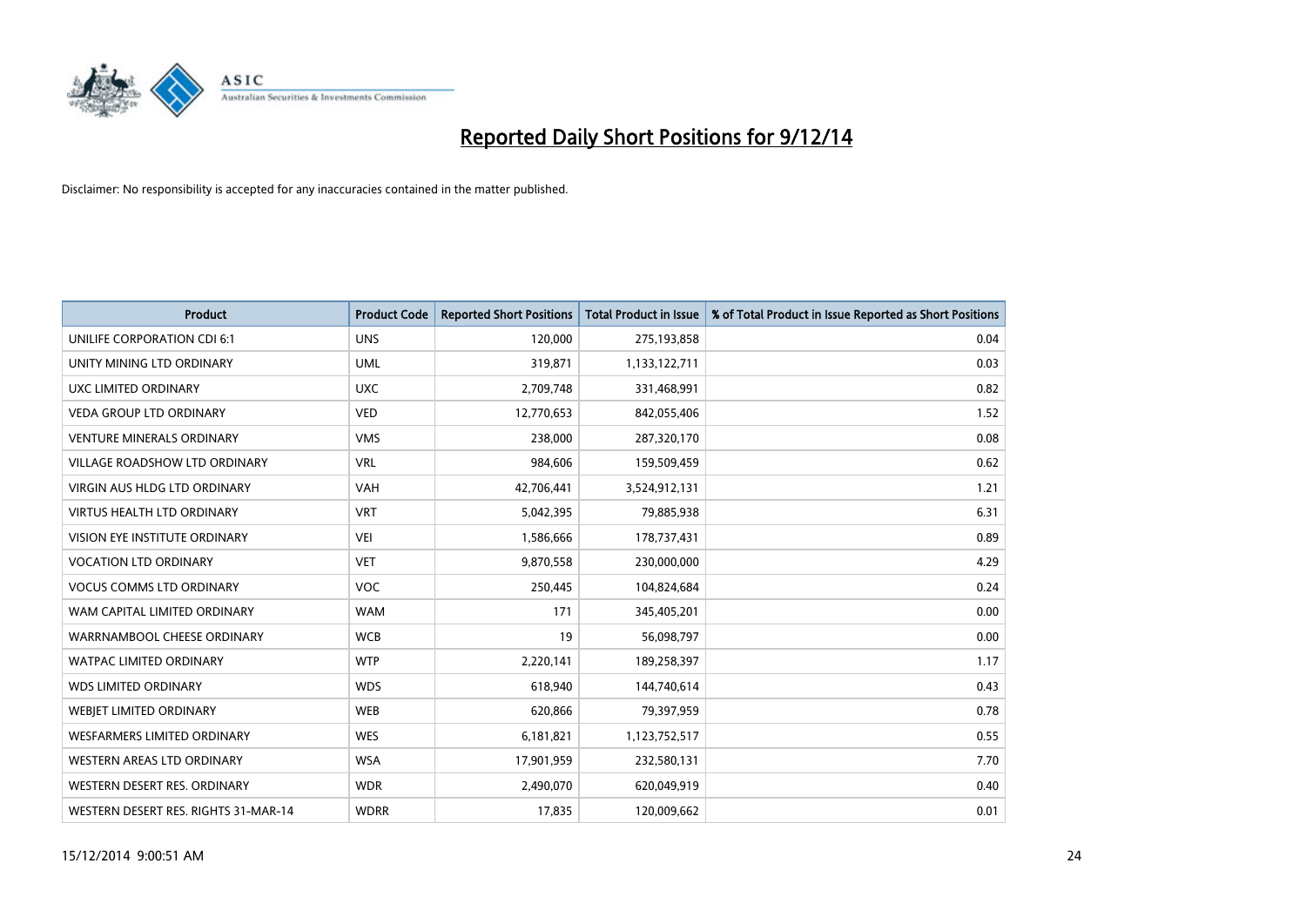# Reported Daily Short Positions for 9/12/14

Disclaimer: No responsibility is accepted for any inaccuracies contained in the matter published.

| Product | Product Code | Reported Short Positions | Total Product in Issue | % of Total Product in Issue Reported as Short Positions |
|---|---|---|---|---|
| UNILIFE CORPORATION CDI 6:1 | UNS | 120,000 | 275,193,858 | 0.04 |
| UNITY MINING LTD ORDINARY | UML | 319,871 | 1,133,122,711 | 0.03 |
| UXC LIMITED ORDINARY | UXC | 2,709,748 | 331,468,991 | 0.82 |
| VEDA GROUP LTD ORDINARY | VED | 12,770,653 | 842,055,406 | 1.52 |
| VENTURE MINERALS ORDINARY | VMS | 238,000 | 287,320,170 | 0.08 |
| VILLAGE ROADSHOW LTD ORDINARY | VRL | 984,606 | 159,509,459 | 0.62 |
| VIRGIN AUS HLDG LTD ORDINARY | VAH | 42,706,441 | 3,524,912,131 | 1.21 |
| VIRTUS HEALTH LTD ORDINARY | VRT | 5,042,395 | 79,885,938 | 6.31 |
| VISION EYE INSTITUTE ORDINARY | VEI | 1,586,666 | 178,737,431 | 0.89 |
| VOCATION LTD ORDINARY | VET | 9,870,558 | 230,000,000 | 4.29 |
| VOCUS COMMS LTD ORDINARY | VOC | 250,445 | 104,824,684 | 0.24 |
| WAM CAPITAL LIMITED ORDINARY | WAM | 171 | 345,405,201 | 0.00 |
| WARRNAMBOOL CHEESE ORDINARY | WCB | 19 | 56,098,797 | 0.00 |
| WATPAC LIMITED ORDINARY | WTP | 2,220,141 | 189,258,397 | 1.17 |
| WDS LIMITED ORDINARY | WDS | 618,940 | 144,740,614 | 0.43 |
| WEBJET LIMITED ORDINARY | WEB | 620,866 | 79,397,959 | 0.78 |
| WESFARMERS LIMITED ORDINARY | WES | 6,181,821 | 1,123,752,517 | 0.55 |
| WESTERN AREAS LTD ORDINARY | WSA | 17,901,959 | 232,580,131 | 7.70 |
| WESTERN DESERT RES. ORDINARY | WDR | 2,490,070 | 620,049,919 | 0.40 |
| WESTERN DESERT RES. RIGHTS 31-MAR-14 | WDRR | 17,835 | 120,009,662 | 0.01 |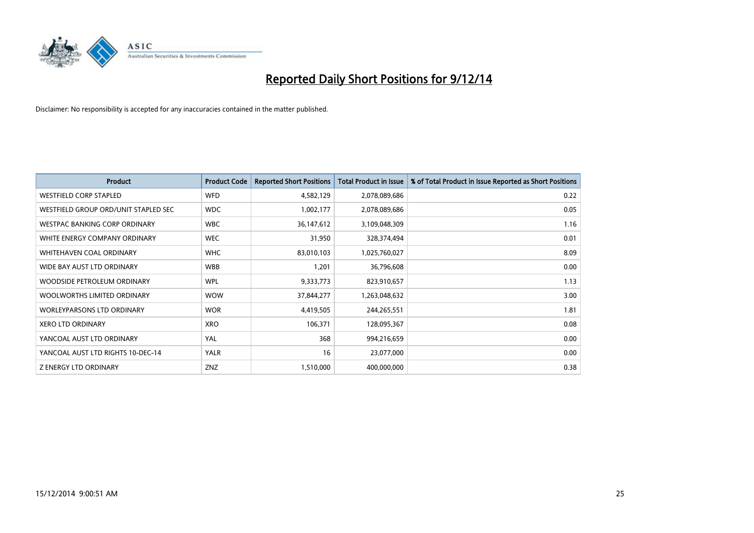# Reported Daily Short Positions for 9/12/14

Disclaimer: No responsibility is accepted for any inaccuracies contained in the matter published.

| Product | Product Code | Reported Short Positions | Total Product in Issue | % of Total Product in Issue Reported as Short Positions |
|---|---|---|---|---|
| WESTFIELD CORP STAPLED | WFD | 4,582,129 | 2,078,089,686 | 0.22 |
| WESTFIELD GROUP ORD/UNIT STAPLED SEC | WDC | 1,002,177 | 2,078,089,686 | 0.05 |
| WESTPAC BANKING CORP ORDINARY | WBC | 36,147,612 | 3,109,048,309 | 1.16 |
| WHITE ENERGY COMPANY ORDINARY | WEC | 31,950 | 328,374,494 | 0.01 |
| WHITEHAVEN COAL ORDINARY | WHC | 83,010,103 | 1,025,760,027 | 8.09 |
| WIDE BAY AUST LTD ORDINARY | WBB | 1,201 | 36,796,608 | 0.00 |
| WOODSIDE PETROLEUM ORDINARY | WPL | 9,333,773 | 823,910,657 | 1.13 |
| WOOLWORTHS LIMITED ORDINARY | WOW | 37,844,277 | 1,263,048,632 | 3.00 |
| WORLEYPARSONS LTD ORDINARY | WOR | 4,419,505 | 244,265,551 | 1.81 |
| XERO LTD ORDINARY | XRO | 106,371 | 128,095,367 | 0.08 |
| YANCOAL AUST LTD ORDINARY | YAL | 368 | 994,216,659 | 0.00 |
| YANCOAL AUST LTD RIGHTS 10-DEC-14 | YALR | 16 | 23,077,000 | 0.00 |
| Z ENERGY LTD ORDINARY | ZNZ | 1,510,000 | 400,000,000 | 0.38 |